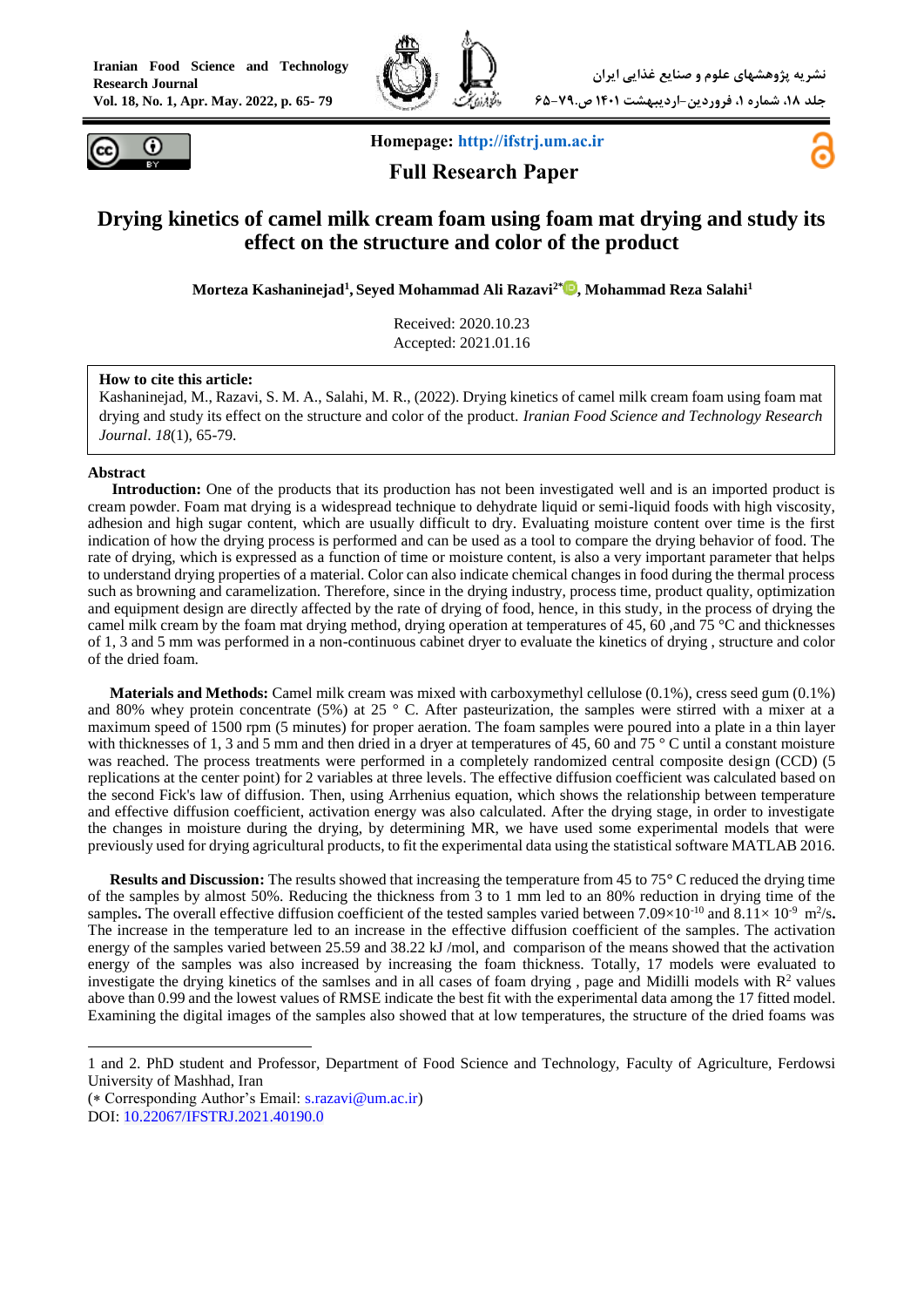Homepage: http://ifstrj.um.ac.ir

**Full Research Paper**

# Drying kinetics of camel milk cream foam using foam mat drying and study its effect on the structure and color of the product

**Morteza Kashaninejad[1], Seyed Mohammad Ali Razavi[2*], Mohammad Reza Salahi[1]**

Received: 2020.10.23
Accepted: 2021.01.16

**How to cite this article:**
Kashaninejad, M., Razavi, S. M. A., Salahi, M. R., (2022). Drying kinetics of camel milk cream foam using foam mat drying and study its effect on the structure and color of the product. *Iranian Food Science and Technology Research Journal*. *18*(1), 65-79.

## Abstract

**Introduction:** One of the products that its production has not been investigated well and is an imported product is cream powder. Foam mat drying is a widespread technique to dehydrate liquid or semi-liquid foods with high viscosity, adhesion and high sugar content, which are usually difficult to dry. Evaluating moisture content over time is the first indication of how the drying process is performed and can be used as a tool to compare the drying behavior of food. The rate of drying, which is expressed as a function of time or moisture content, is also a very important parameter that helps to understand drying properties of a material. Color can also indicate chemical changes in food during the thermal process such as browning and caramelization. Therefore, since in the drying industry, process time, product quality, optimization and equipment design are directly affected by the rate of drying of food, hence, in this study, in the process of drying the camel milk cream by the foam mat drying method, drying operation at temperatures of 45, 60 ,and 75 °C and thicknesses of 1, 3 and 5 mm was performed in a non-continuous cabinet dryer to evaluate the kinetics of drying , structure and color of the dried foam.

**Materials and Methods:** Camel milk cream was mixed with carboxymethyl cellulose (0.1%), cress seed gum (0.1%) and 80% whey protein concentrate (5%) at 25 ° C. After pasteurization, the samples were stirred with a mixer at a maximum speed of 1500 rpm (5 minutes) for proper aeration. The foam samples were poured into a plate in a thin layer with thicknesses of 1, 3 and 5 mm and then dried in a dryer at temperatures of 45, 60 and 75 ° C until a constant moisture was reached. The process treatments were performed in a completely randomized central composite design (CCD) (5 replications at the center point) for 2 variables at three levels. The effective diffusion coefficient was calculated based on the second Fick's law of diffusion. Then, using Arrhenius equation, which shows the relationship between temperature and effective diffusion coefficient, activation energy was also calculated. After the drying stage, in order to investigate the changes in moisture during the drying, by determining MR, we have used some experimental models that were previously used for drying agricultural products, to fit the experimental data using the statistical software MATLAB 2016.

**Results and Discussion:** The results showed that increasing the temperature from 45 to 75° C reduced the drying time of the samples by almost 50%. Reducing the thickness from 3 to 1 mm led to an 80% reduction in drying time of the samples**.** The overall effective diffusion coefficient of the tested samples varied between $7.09\times10^{-10}$ and $8.11\times 10^{-9}$ $m^2/s$**.** The increase in the temperature led to an increase in the effective diffusion coefficient of the samples. The activation energy of the samples varied between 25.59 and 38.22 kJ /mol, and comparison of the means showed that the activation energy of the samples was also increased by increasing the foam thickness. Totally, 17 models were evaluated to investigate the drying kinetics of the samlses and in all cases of foam drying , page and Midilli models with $R^2$ values above than 0.99 and the lowest values of RMSE indicate the best fit with the experimental data among the 17 fitted model. Examining the digital images of the samples also showed that at low temperatures, the structure of the dried foams was

---

1 and 2. PhD student and Professor, Department of Food Science and Technology, Faculty of Agriculture, Ferdowsi University of Mashhad, Iran

(* Corresponding Author's Email: s.razavi@um.ac.ir)

DOI: 10.22067/IFSTRJ.2021.40190.0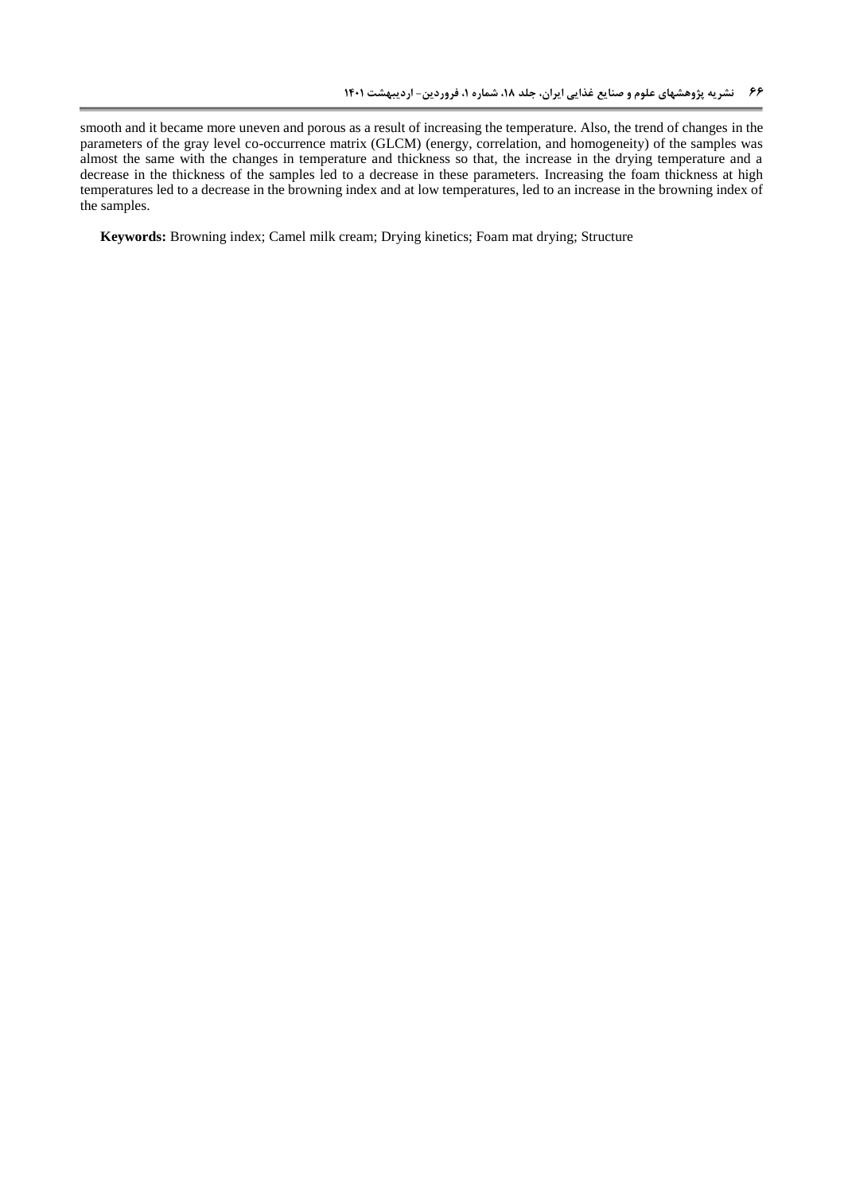smooth and it became more uneven and porous as a result of increasing the temperature. Also, the trend of changes in the parameters of the gray level co-occurrence matrix (GLCM) (energy, correlation, and homogeneity) of the samples was almost the same with the changes in temperature and thickness so that, the increase in the drying temperature and a decrease in the thickness of the samples led to a decrease in these parameters. Increasing the foam thickness at high temperatures led to a decrease in the browning index and at low temperatures, led to an increase in the browning index of the samples.

**Keywords:** Browning index; Camel milk cream; Drying kinetics; Foam mat drying; Structure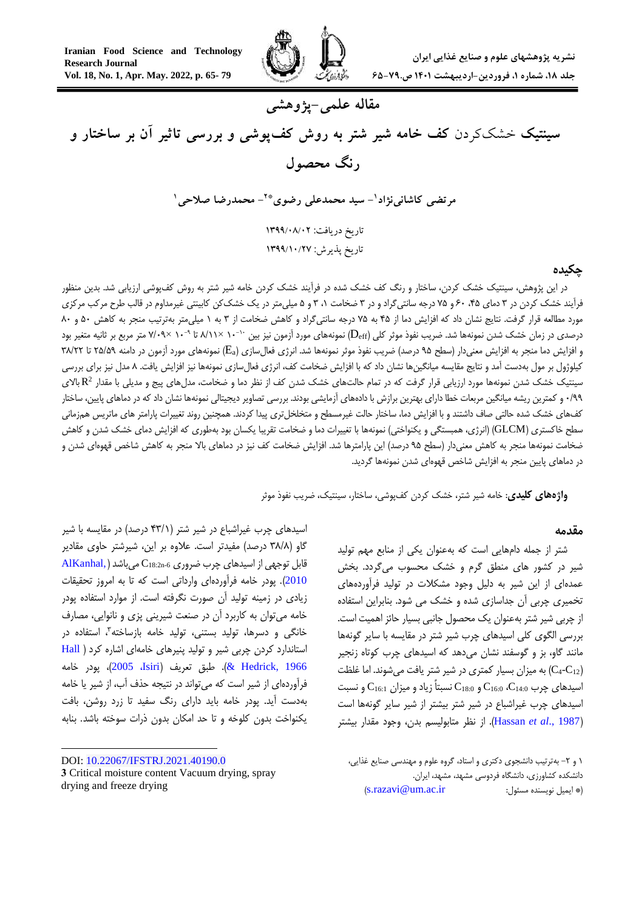مقاله علمی-پژوهشی

# سینتیک خشک‌کردن کف خامه شیر شتر به روش کف‌پوشی و بررسی تاثیر آن بر ساختار و رنگ محصول

مرتضی کاشانی‌نژاد[1]- سید محمدعلی رضوی[2]*- محمدرضا صلاحی[1]

تاریخ دریافت: ۱۳۹۹/۰۸/۰۲

تاریخ پذیرش: ۱۳۹۹/۱۰/۲۷

## چکیده

در این پژوهش، سینتیک خشک کردن، ساختار و رنگ کف خشک شده در فرآیند خشک کردن خامه شیر شتر به روش کف‌پوشی ارزیابی شد. بدین منظور فرآیند خشک کردن در ۳ دمای ۴۵، ۶۰ و ۷۵ درجه سانتی‌گراد و در ۳ ضخامت ۱، ۳ و ۵ میلی‌متر در یک خشک‌کن کابینتی غیرمداوم در قالب طرح مرکب مرکزی مورد مطالعه قرار گرفت. نتایج نشان داد که افزایش دما از ۴۵ به ۷۵ درجه سانتی‌گراد و کاهش ضخامت از ۳ به ۱ میلی‌متر به‌ترتیب منجر به کاهش ۵۰ و ۸۰ درصدی در زمان خشک شدن نمونه‌ها شد. ضریب نفوذ موثر کلی ($D_{eff}$) نمونه‌های مورد آزمون نیز بین $8/11 \times 10^{-10}$ تا $7/09 \times 10^{-9}$ متر مربع بر ثانیه متغیر بود و افزایش دما منجر به افزایش معنی‌دار (سطح ۹۵ درصد) ضریب نفوذ موثر نمونه‌ها شد. انرژی فعال‌سازی ($E_a$) نمونه‌های مورد آزمون در دامنه ۲۵/۵۹ تا ۳۸/۲۲ کیلوژول بر مول به‌دست آمد و نتایج مقایسه میانگین‌ها نشان داد که با افزایش ضخامت کف، انرژی فعال‌سازی نمونه‌ها نیز افزایش یافت. ۸ مدل نیز برای بررسی سینتیک خشک شدن نمونه‌ها مورد ارزیابی قرار گرفت که در تمام حالت‌های خشک شدن کف از نظر دما و ضخامت، مدل‌های پیج و مدیلی با مقدار $R^2$ بالای ۰/۹۹ و کمترین ریشه میانگین مربعات خطا دارای بهترین برازش با داده‌های آزمایشی بودند. بررسی تصاویر دیجیتالی نمونه‌ها نشان داد که در دماهای پایین، ساختار کف‌های خشک شده حالتی صاف داشتند و با افزایش دما، ساختار حالت غیرمسطح و متخلخل‌تری پیدا کردند. همچنین روند تغییرات پارامتر های ماتریس هم‌زمانی سطح خاکستری (GLCM) (انرژی، همبستگی و یکنواختی) نمونه‌ها با تغییرات دما و ضخامت تقریبا یکسان بود به‌طوری که افزایش دمای خشک شدن و کاهش ضخامت نمونه‌ها منجر به کاهش معنی‌دار (سطح ۹۵ درصد) این پارامترها شد. افزایش ضخامت کف نیز در دماهای بالا منجر به کاهش شاخص قهوه‌ای شدن و در دماهای پایین منجر به افزایش شاخص قهوه‌ای شدن نمونه‌ها گردید.

**واژه‌های کلیدی**: خامه شیر شتر، خشک کردن کف‌پوشی، ساختار، سینتیک، ضریب نفوذ موثر

## مقدمه

شتر از جمله دام‌هایی است که به‌عنوان یکی از منابع مهم تولید شیر در کشور های مناطق گرم و خشک محسوب می‌گردد. بخش عمده‌ای از این شیر به دلیل وجود مشکلات در تولید فرآورده‌های تخمیری چربی آن جداسازی شده و خشک می شود. بنابراین استفاده از چربی شیر شتر به‌عنوان یک محصول جانبی بسیار حائز اهمیت است. بررسی الگوی کلی اسیدهای چرب شیر شتر در مقایسه با سایر گونه‌ها مانند گاو، بز و گوسفند نشان می‌دهد که اسیدهای چرب کوتاه زنجیر ($C_4$-$C_{12}$) به میزان بسیار کمتری در شیر شتر یافت می‌شوند. اما غلظت اسیدهای چرب $C_{14:0}$، $C_{16:0}$ و $C_{18:0}$ نسبتاً زیاد و میزان $C_{16:1}$ و نسبت اسیدهای چرب غیراشباع در شیر شتر بیشتر از شیر سایر گونه‌ها است (Hassan *et al*., 1987). از نظر متابولیسم بدن، وجود مقدار بیشتر اسیدهای چرب غیراشباع در شیر شتر (۴۳/۱ درصد) در مقایسه با شیر گاو (۳۸/۸ درصد) مفیدتر است. علاوه بر این، شیرشتر حاوی مقادیر قابل توجهی از اسیدهای چرب ضروری $C_{18:2n\text{-}6}$ می‌باشد (AlKanhal, 2010). پودر خامه فرآورده‌ای وارداتی است که تا به امروز تحقیقات زیادی در زمینه تولید آن صورت نگرفته است. از موارد استفاده پودر خامه می‌توان به کاربرد آن در صنعت شیرینی پزی و نانوایی، مصارف خانگی و دسرها، تولید بستنی، تولید خامه بازساخته[3]، استفاده در استاندارد کردن چربی شیر و تولید پنیرهای خامه‌ای اشاره کرد (Hall & Hedrick, 1966). طبق تعریف (Isiri, 2005)، پودر خامه فرآورده‌ای از شیر است که می‌تواند در نتیجه حذف آب، از شیر یا خامه به‌دست آید. پودر خامه باید دارای رنگ سفید تا زرد روشن، بافت یکنواخت بدون کلوخه و تا حد امکان بدون ذرات سوخته باشد. بنابه

---

۱ و ۲- به‌ترتیب دانشجوی دکتری و استاد، گروه علوم و مهندسی صنایع غذایی، دانشکده کشاورزی، دانشگاه فردوسی مشهد، مشهد، ایران.

(* ایمیل نویسنده مسئول: s.razavi@um.ac.ir)

DOI: 10.22067/IFSTRJ.2021.40190.0

3 Critical moisture content Vacuum drying, spray drying and freeze drying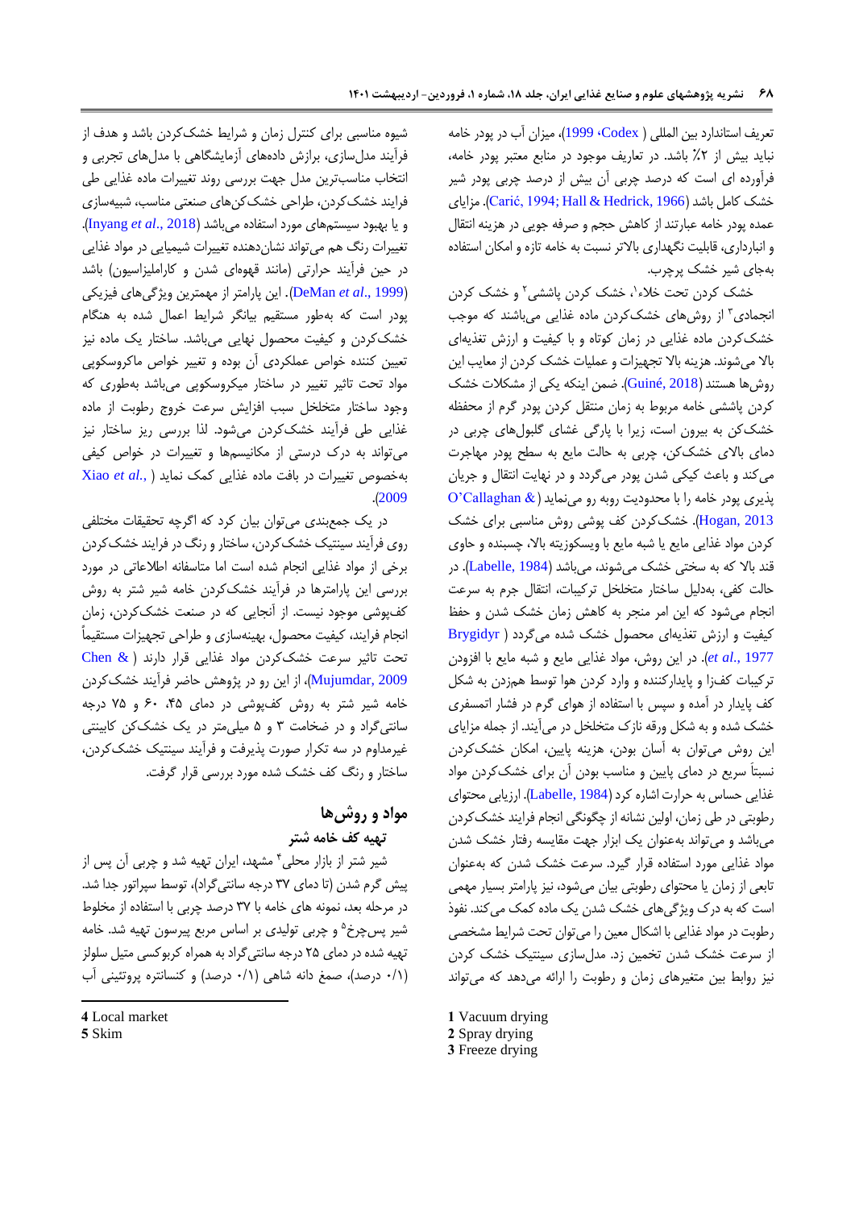تعریف استاندارد بین المللی (Codex، 1999)، میزان آب در پودر خامه نباید بیش از ۲٪ باشد. در تعاریف موجود در منابع معتبر پودر خامه، فرآورده ای است که درصد چربی آن بیش از درصد چربی پودر شیر خشک کامل باشد (Carić, 1994; Hall & Hedrick, 1966). مزایای عمده پودر خامه عبارتند از کاهش حجم و صرفه جویی در هزینه انتقال و انبارداری، قابلیت نگهداری بالاتر نسبت به خامه تازه و امکان استفاده به‌جای شیر خشک پرچرب.

خشک کردن تحت خلاء[1]، خشک کردن پاششی[2] و خشک کردن انجمادی[3] از روش‌های خشک‌کردن ماده غذایی می‌باشند که موجب خشک‌کردن ماده غذایی در زمان کوتاه و با کیفیت و ارزش تغذیه‌ای بالا می‌شوند. هزینه بالا تجهیزات و عملیات خشک کردن از معایب این روش‌ها هستند (Guiné, 2018). ضمن اینکه یکی از مشکلات خشک کردن پاششی خامه مربوط به زمان منتقل کردن پودر گرم از محفظه خشک‌کن به بیرون است، زیرا با پارگی غشای گلبول‌های چربی در دمای بالای خشک‌کن، چربی به حالت مایع به سطح پودر مهاجرت می‌کند و باعث کیکی شدن پودر می‌گردد و در نهایت انتقال و جریان پذیری پودر خامه را با محدودیت روبه رو می‌نماید (O'Callaghan & Hogan, 2013). خشک‌کردن کف پوشی روش مناسبی برای خشک کردن مواد غذایی مایع یا شبه مایع با ویسکوزیته بالا، چسبنده و حاوی قند بالا که به سختی خشک می‌شوند، می‌باشد (Labelle, 1984). در حالت کفی، بدلیل ساختار متخلخل ترکیبات، انتقال جرم به سرعت انجام می‌شود که این امر منجر به کاهش زمان خشک شدن و حفظ کیفیت و ارزش تغذیه‌ای محصول خشک شده می‌گردد (Brygidyr *et al.*, 1977). در این روش، مواد غذایی مایع و شبه مایع با افزودن ترکیبات کف‌زا و پایدارکننده و وارد کردن هوا توسط همزدن به شکل کف پایدار در آمده و سپس با استفاده از هوای گرم در فشار اتمسفری خشک شده و به شکل ورقه نازک متخلخل در می‌آیند. از جمله مزایای این روش می‌توان به آسان بودن، هزینه پایین، امکان خشک‌کردن نسبتاً سریع در دمای پایین و مناسب بودن آن برای خشک‌کردن مواد غذایی حساس به حرارت اشاره کرد (Labelle, 1984). ارزیابی محتوای رطوبتی در طی زمان، اولین نشانه از چگونگی انجام فرایند خشک‌کردن می‌باشد و می‌تواند به‌عنوان یک ابزار جهت مقایسه رفتار خشک شدن مواد غذایی مورد استفاده قرار گیرد. سرعت خشک شدن که به‌عنوان تابعی از زمان یا محتوای رطوبتی بیان می‌شود، نیز پارامتر بسیار مهمی است که به درک ویژگی‌های خشک شدن یک ماده کمک می‌کند. نفوذ رطوبت در مواد غذایی با اشکال معین را می‌توان تحت شرایط مشخصی از سرعت خشک شدن تخمین زد. مدل‌سازی سینتیک خشک کردن نیز روابط بین متغیرهای زمان و رطوبت را ارائه می‌دهد که می‌تواند شیوه مناسبی برای کنترل زمان و شرایط خشک‌کردن باشد و هدف از فرآیند مدل‌سازی، برازش داده‌های آزمایشگاهی با مدل‌های تجربی و انتخاب مناسب‌ترین مدل جهت بررسی روند تغییرات ماده غذایی طی فرایند خشک‌کردن، طراحی خشک‌کن‌های صنعتی مناسب، شبیه‌سازی و یا بهبود سیستم‌های مورد استفاده می‌باشد (Inyang *et al*., 2018). تغییرات رنگ هم می‌تواند نشان‌دهنده تغییرات شیمیایی در مواد غذایی در حین فرآیند حرارتی (مانند قهوه‌ای شدن و کاراملیزاسیون) باشد (DeMan *et al*., 1999). این پارامتر از مهمترین ویژگی‌های فیزیکی پودر است که به‌طور مستقیم بیانگر شرایط اعمال شده به هنگام خشک‌کردن و کیفیت محصول نهایی می‌باشد. ساختار یک ماده نیز تعیین کننده خواص عملکردی آن بوده و تغییر خواص ماکروسکوپی مواد تحت تاثیر تغییر در ساختار میکروسکوپی می‌باشد به‌طوری که وجود ساختار متخلخل سبب افزایش سرعت خروج رطوبت از ماده غذایی طی فرآیند خشک‌کردن می‌شود. لذا بررسی ریز ساختار نیز می‌تواند به درک درستی از مکانیسم‌ها و تغییرات در خواص کیفی به‌خصوص تغییرات در بافت ماده غذایی کمک نماید (Xiao *et al.*, 2009).

در یک جمع‌بندی می‌توان بیان کرد که اگرچه تحقیقات مختلفی روی فرآیند سینتیک خشک‌کردن، ساختار و رنگ در فرایند خشک‌کردن برخی از مواد غذایی انجام شده است اما متاسفانه اطلاعاتی در مورد بررسی این پارامترها در فرآیند خشک‌کردن خامه شیر شتر به روش کف‌پوشی موجود نیست. از آنجایی که در صنعت خشک‌کردن، زمان انجام فرایند، کیفیت محصول، بهینه‌سازی و طراحی تجهیزات مستقیماً تحت تاثیر سرعت خشک‌کردن مواد غذایی قرار دارند (Chen & Mujumdar, 2009)، از این رو در پژوهش حاضر فرآیند خشک‌کردن خامه شیر شتر به روش کف‌پوشی در دمای ۴۵، ۶۰ و ۷۵ درجه سانتی‌گراد و ضخامت ۳ و ۵ میلی‌متر در یک خشک‌کن کابینتی غیرمداوم در سه تکرار صورت پذیرفت و فرآیند سینتیک خشک‌کردن، ساختار و رنگ کف خشک شده مورد بررسی قرار گرفت.

## مواد و روش‌ها

### تهیه کف خامه شتر

شیر شتر از بازار محلی[4] مشهد، ایران تهیه شد و چربی آن پس از پیش گرم شدن (تا دمای ۳۷ درجه سانتی‌گراد)، توسط سپراتور جدا شد. در مرحله بعد، نمونه های خامه با ۳۷ درصد چربی با استفاده از مخلوط شیر پس‌چرخ[5] و چربی تولیدی بر اساس مربع پیرسون تهیه شد. خامه تهیه شده در دمای ۲۵ درجه سانتی‌گراد به همراه کربوکسی متیل سلولز (۰/۱ درصد)، صمغ دانه شاهی (۰/۱ درصد) و کنسانتره پروتئینی آب

---

1 Vacuum drying
2 Spray drying
3 Freeze drying
4 Local market
5 Skim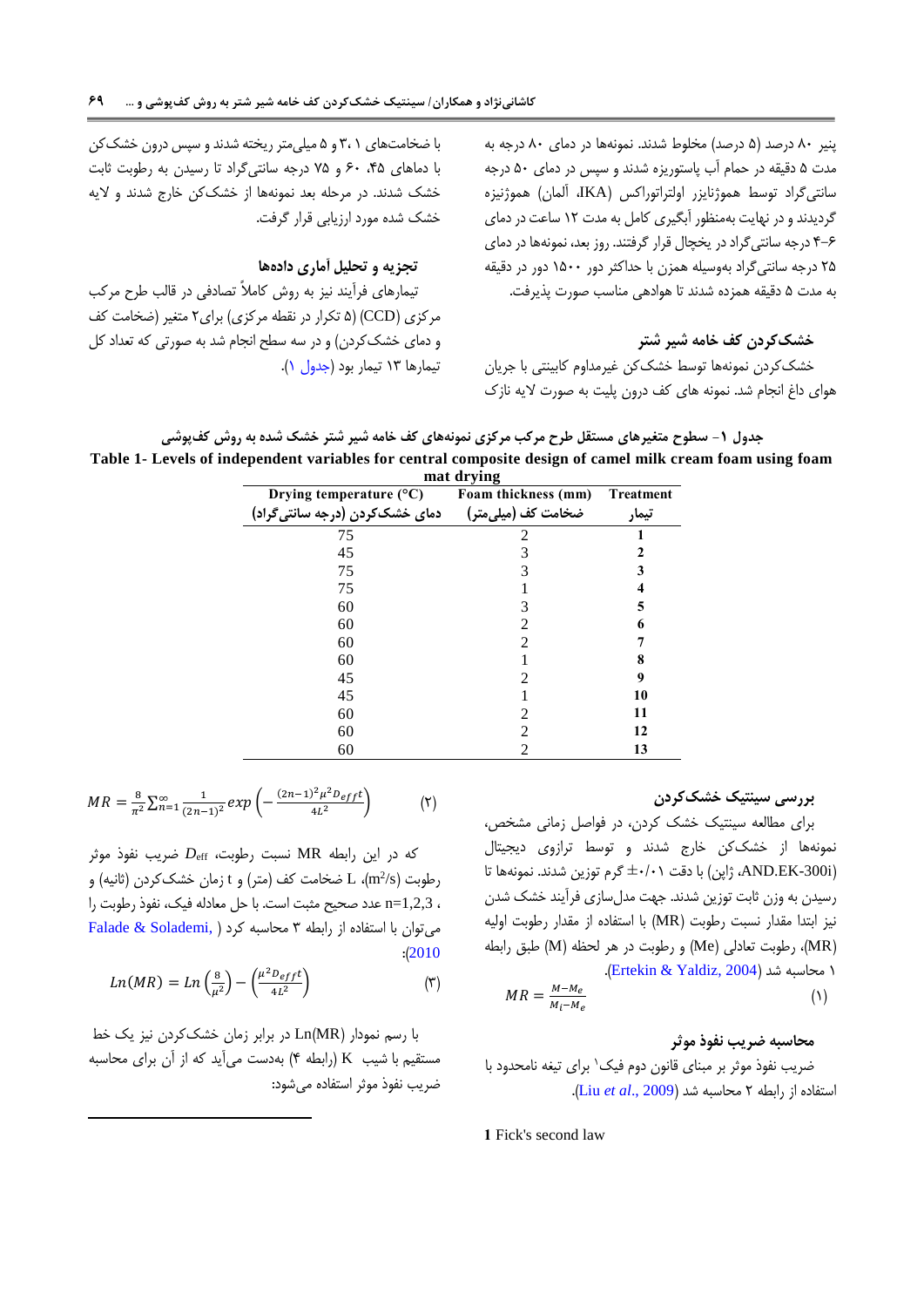پنیر ۸۰ درصد (۵ درصد) مخلوط شدند. نمونه‌ها در دمای ۸۰ درجه به مدت ۵ دقیقه در حمام آب پاستوریزه شدند و سپس در دمای ۵۰ درجه سانتی‌گراد توسط هموژنایزر اولتراتوراکس (IKA، آلمان) هموژنیزه گردیدند و در نهایت به‌منظور آبگیری کامل به مدت ۱۲ ساعت در دمای ۶-۴ درجه سانتی‌گراد در یخچال قرار گرفتند. روز بعد، نمونه‌ها در دمای ۲۵ درجه سانتی‌گراد به‌وسیله همزن با حداکثر دور ۱۵۰۰ دور در دقیقه به مدت ۵ دقیقه همزده شدند تا هوادهی مناسب صورت پذیرفت.

### خشک‌کردن کف خامه شیر شتر

خشک‌کردن نمونه‌ها توسط خشک‌کن غیرمداوم کابینتی با جریان هوای داغ انجام شد. نمونه های کف درون پلیت به صورت لایه نازک با ضخامت‌های ۱، ۳ و ۵ میلی‌متر ریخته شدند و سپس درون خشک‌کن با دماهای ۴۵، ۶۰ و ۷۵ درجه سانتی‌گراد تا رسیدن به رطوبت ثابت خشک شدند. در مرحله بعد نمونه‌ها از خشک‌کن خارج شدند و لایه خشک شده مورد ارزیابی قرار گرفت.

### تجزیه و تحلیل آماری داده‌ها

تیمارهای فرآیند نیز به روش کاملاً تصادفی در قالب طرح مرکب مرکزی (CCD) (۵ تکرار در نقطه مرکزی) برای۲ متغیر (ضخامت کف و دمای خشک‌کردن) و در سه سطح انجام شد به صورتی که تعداد کل تیمارها ۱۳ تیمار بود (جدول ۱).

جدول ۱- سطوح متغیرهای مستقل طرح مرکب مرکزی نمونه‌های کف خامه شیر شتر خشک شده به روش کف‌پوشی

Table 1- Levels of independent variables for central composite design of camel milk cream foam using foam mat drying

| Drying temperature (°C) دمای خشک‌کردن (درجه سانتی‌گراد) | Foam thickness (mm) ضخامت کف (میلی‌متر) | Treatment تیمار |
|---|---|---|
| 75 | 2 | **1** |
| 45 | 3 | **2** |
| 75 | 3 | **3** |
| 75 | 1 | **4** |
| 60 | 3 | **5** |
| 60 | 2 | **6** |
| 60 | 2 | **7** |
| 60 | 1 | **8** |
| 45 | 2 | **9** |
| 45 | 1 | **10** |
| 60 | 2 | **11** |
| 60 | 2 | **12** |
| 60 | 2 | **13** |

### بررسی سینتیک خشک‌کردن

برای مطالعه سینتیک خشک کردن، در فواصل زمانی مشخص، نمونه‌ها از خشک‌کن خارج شدند و توسط ترازوی دیجیتال (AND.EK-300i، ژاپن) با دقت ۰/۰۱± گرم توزین شدند. نمونه‌ها تا رسیدن به وزن ثابت توزین شدند. جهت مدل‌سازی فرآیند خشک شدن نیز ابتدا مقدار نسبت رطوبت (MR) با استفاده از مقدار رطوبت اولیه (MR)، رطوبت تعادلی (Me) و رطوبت در هر لحظه (M) طبق رابطه ۱ محاسبه شد (Ertekin & Yaldiz, 2004).

$$MR = \frac{M-M_e}{M_i-M_e} \qquad (۱)$$

### محاسبه ضریب نفوذ موثر

ضریب نفوذ موثر بر مبنای قانون دوم فیک[1] برای تیغه نامحدود با استفاده از رابطه ۲ محاسبه شد (Liu *et al*., 2009).

$$MR = \frac{8}{\pi^2}\sum_{n=1}^{\infty}\frac{1}{(2n-1)^2}exp\left(-\frac{(2n-1)^2\mu^2 D_{eff}t}{4L^2}\right) \qquad (۲)$$

که در این رابطه MR نسبت رطوبت، $D_{eff}$ ضریب نفوذ موثر رطوبت ($m^2/s$)، L ضخامت کف (متر) و t زمان خشک‌کردن (ثانیه) و n=1,2,3 ، عدد صحیح مثبت است. با حل معادله فیک، نفوذ رطوبت را می‌توان با استفاده از رابطه ۳ محاسبه کرد (Falade & Solademi, 2010):

$$Ln(MR) = Ln\left(\frac{8}{\mu^2}\right) - \left(\frac{\mu^2 D_{eff}t}{4L^2}\right) \qquad (۳)$$

با رسم نمودار Ln(MR) در برابر زمان خشک‌کردن نیز یک خط مستقیم با شیب K (رابطه ۴) به‌دست می‌آید که از آن برای محاسبه ضریب نفوذ موثر استفاده می‌شود:

[1] Fick's second law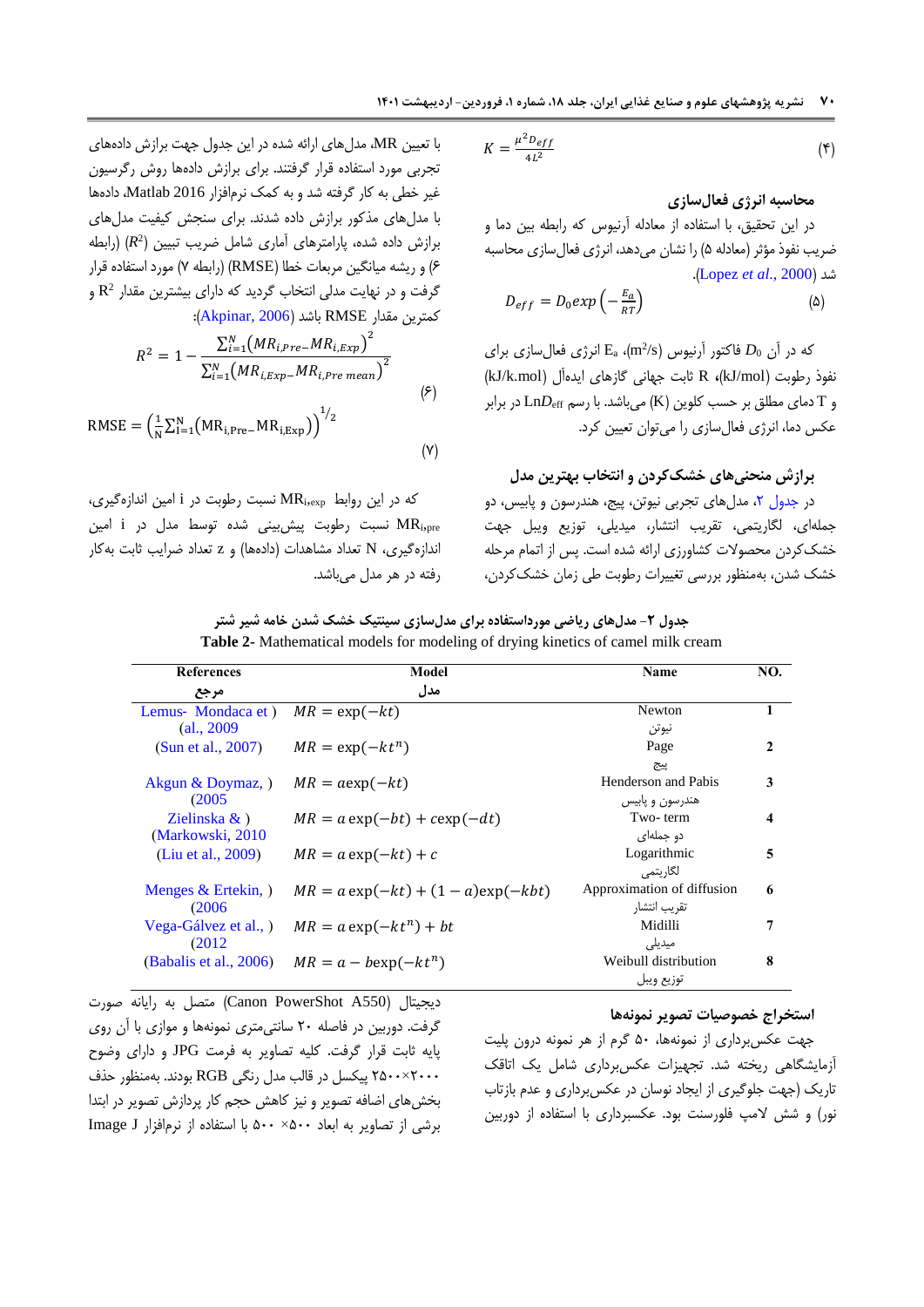$$K = \frac{\mu^2 D_{eff}}{4L^2} \quad (۴)$$

### محاسبه انرژی فعال‌سازی

در این تحقیق، با استفاده از معادله آرنیوس که رابطه بین دما و ضریب نفوذ مؤثر (معادله ۵) را نشان می‌دهد، انرژی فعال‌سازی محاسبه شد (Lopez *et al*., 2000).

$$D_{eff} = D_0 exp\left(-\frac{E_a}{RT}\right) \quad (۵)$$

که در آن $D_0$ فاکتور آرنیوس ($m^2/s$)، $E_a$ انرژی فعال‌سازی برای نفوذ رطوبت (kJ/mol)، R ثابت جهانی گازهای ایده‌آل (kJ/k.mol) و T دمای مطلق بر حسب کلوین (K) می‌باشد. با رسم $LnD_{eff}$ در برابر عکس دما، انرژی فعال‌سازی را می‌توان تعیین کرد.

### برازش منحنی‌های خشک‌کردن و انتخاب بهترین مدل

در جدول ۲، مدل‌های تجربی نیوتن، پیج، هندرسون و پاییس، دو جمله‌ای، لگاریتمی، تقریب انتشار، میدیلی، توزیع ویبل جهت خشک‌کردن محصولات کشاورزی ارائه شده است. پس از اتمام مرحله خشک شدن، به‌منظور بررسی تغییرات رطوبت طی زمان خشک‌کردن، با تعیین MR، مدل‌های ارائه شده در این جدول جهت برازش داده‌های تجربی مورد استفاده قرار گرفتند. برای برازش داده‌ها روش رگرسیون غیر خطی به کار گرفته شد و به کمک نرم‌افزار Matlab 2016، داده‌ها با مدل‌های مذکور برازش داده شدند. برای سنجش کیفیت مدل‌های برازش داده شده، پارامترهای آماری شامل ضریب تبیین ($R^2$) (رابطه ۶) و ریشه میانگین مربعات خطا (RMSE) (رابطه ۷) مورد استفاده قرار گرفت و در نهایت مدلی انتخاب گردید که دارای بیشترین مقدار $R^2$ و کمترین مقدار RMSE باشد (Akpinar, 2006):

$$R^2 = 1 - \frac{\sum_{i=1}^{N}\left(MR_{i,Pre} - MR_{i,Exp}\right)^2}{\sum_{i=1}^{N}\left(MR_{i,Exp} - MR_{i,Pre\ mean}\right)^2} \quad (۶)$$

$$\text{RMSE} = \left(\frac{1}{N}\sum_{I=1}^{N}\left(\text{MR}_{i,\text{Pre}} - \text{MR}_{i,\text{Exp}}\right)\right)^{1/2} \quad (۷)$$

که در این روابط $MR_{i,exp}$ نسبت رطوبت در i امین اندازه‌گیری، $MR_{i,pre}$ نسبت رطوبت پیش‌بینی شده توسط مدل در i امین اندازه‌گیری، N تعداد مشاهدات (داده‌ها) و z تعداد ضرایب ثابت به‌کار رفته در هر مدل می‌باشد.

**جدول ۲- مدل‌های ریاضی مورداستفاده برای مدل‌سازی سینتیک خشک شدن خامه شیر شتر**

**Table 2**- Mathematical models for modeling of drying kinetics of camel milk cream

| References<br>مرجع | Model<br>مدل | Name | NO. |
|---|---|---|---|
| Lemus- Mondaca et al., 2009 | $MR = \exp(-kt)$ | Newton<br>نیوتن | 1 |
| (Sun et al., 2007) | $MR = \exp(-kt^n)$ | Page<br>پیج | 2 |
| Akgun & Doymaz, 2005 | $MR = a\exp(-kt)$ | Henderson and Pabis<br>هندرسون و پاییس | 3 |
| Zielinska & Markowski, 2010 | $MR = a\exp(-bt) + c\exp(-dt)$ | Two- term<br>دو جمله‌ای | 4 |
| (Liu et al., 2009) | $MR = a\exp(-kt) + c$ | Logarithmic<br>لگاریتمی | 5 |
| Menges & Ertekin, 2006 | $MR = a\exp(-kt) + (1-a)\exp(-kbt)$ | Approximation of diffusion<br>تقریب انتشار | 6 |
| Vega-Gálvez et al., 2012 | $MR = a\exp(-kt^n) + bt$ | Midilli<br>میدیلی | 7 |
| (Babalis et al., 2006) | $MR = a - b\exp(-kt^n)$ | Weibull distribution<br>توزیع ویبل | 8 |

### استخراج خصوصیات تصویر نمونه‌ها

جهت عکس‌برداری از نمونه‌ها، ۵۰ گرم از هر نمونه درون پلیت آزمایشگاهی ریخته شد. تجهیزات عکس‌برداری شامل یک اتاقک تاریک (جهت جلوگیری از ایجاد نوسان در عکس‌برداری و عدم بازتاب نور) و شش لامپ فلورسنت بود. عکسبرداری با استفاده از دوربین دیجیتال (Canon PowerShot A550) متصل به رایانه صورت گرفت. دوربین در فاصله ۲۰ سانتی‌متری نمونه‌ها و موازی با آن روی پایه ثابت قرار گرفت. کلیه تصاویر به فرمت JPG و دارای وضوح ۲۰۰۰×۲۵۰۰ پیکسل در قالب مدل رنگی RGB بودند. به‌منظور حذف بخش‌های اضافه تصویر و نیز کاهش حجم کار پردازش تصویر در ابتدا برشی از تصاویر به ابعاد ۵۰۰× ۵۰۰ با استفاده از نرم‌افزار Image J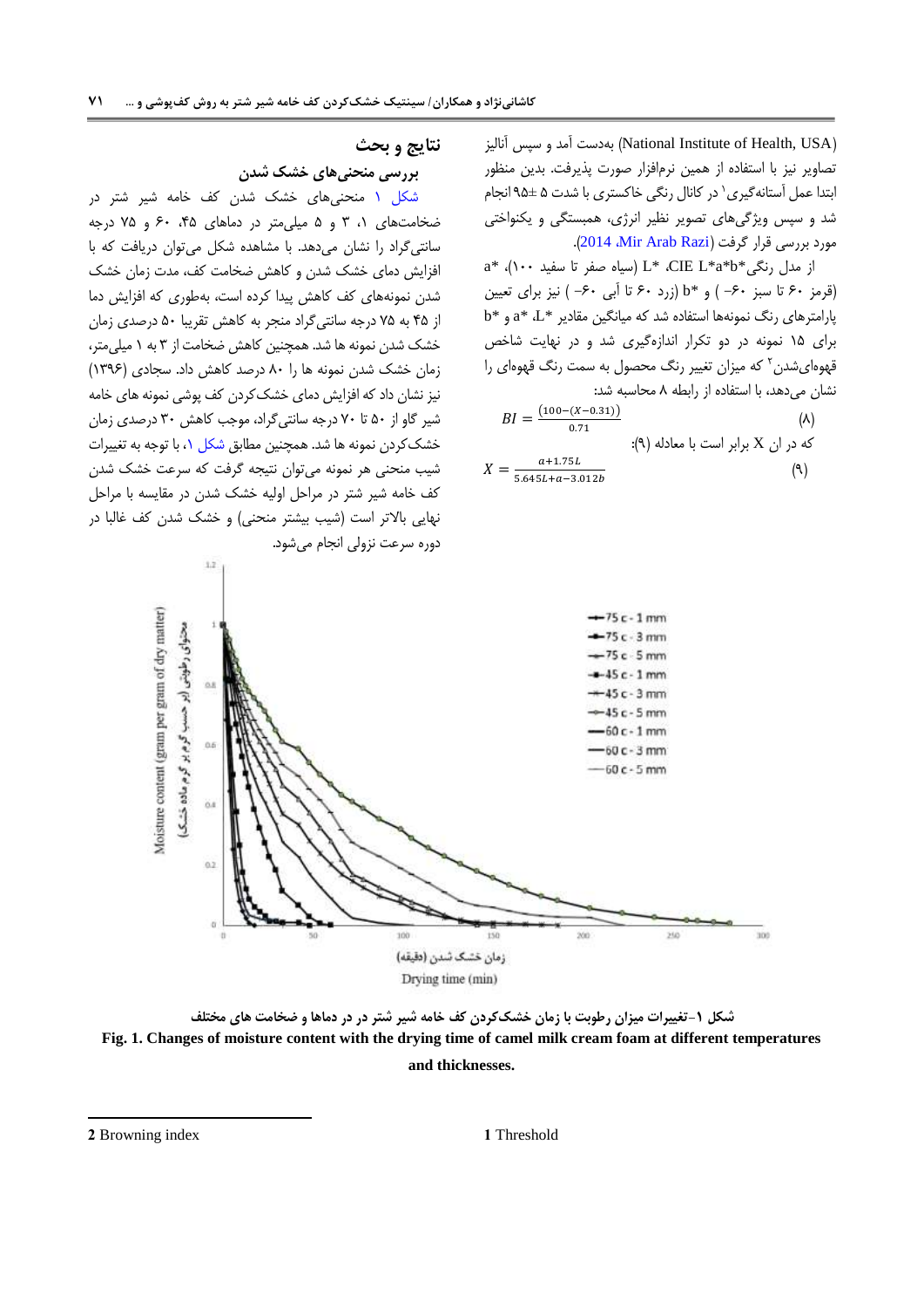(National Institute of Health, USA) به‌دست آمد و سپس آنالیز تصاویر نیز با استفاده از همین نرم‌افزار صورت پذیرفت. بدین منظور ابتدا عمل آستانه‌گیری[1] در کانال رنگی خاکستری با شدت ۵ ±۹۵ انجام شد و سپس ویژگی‌های تصویر نظیر انرژی، همبستگی و یکنواختی مورد بررسی قرار گرفت (Mir Arab Razi، 2014).

از مدل رنگی CIE L*a*b*، L* (سیاه صفر تا سفید ۱۰۰)، a* (قرمز ۶۰ تا سبز ۶۰- ) و b* (زرد ۶۰ تا آبی ۶۰- ) نیز برای تعیین پارامترهای رنگ نمونه‌ها استفاده شد که میانگین مقادیر L*، a* و b* برای ۱۵ نمونه در دو تکرار اندازه‌گیری شد و در نهایت شاخص قهوه‌ای‌شدن[2] که میزان تغییر رنگ محصول به سمت رنگ قهوه‌ای را نشان می‌دهد، با استفاده از رابطه ۸ محاسبه شد:

$$BI = \frac{(100-(X-0.31))}{0.71} \quad (۸)$$

که در آن X برابر است با معادله (۹):

$$X = \frac{a+1.75L}{5.645L+a-3.012b} \quad (۹)$$

## نتایج و بحث

### بررسی منحنی‌های خشک شدن

شکل ۱ منحنی‌های خشک شدن کف خامه شیر شتر در ضخامت‌های ۱، ۳ و ۵ میلی‌متر در دماهای ۴۵، ۶۰ و ۷۵ درجه سانتی‌گراد را نشان می‌دهد. با مشاهده شکل می‌توان دریافت که با افزایش دمای خشک شدن و کاهش ضخامت کف، مدت زمان خشک شدن نمونه‌های کف کاهش پیدا کرده است، به‌طوری که افزایش دما از ۴۵ به ۷۵ درجه سانتی‌گراد منجر به کاهش تقریبا ۵۰ درصدی زمان خشک شدن نمونه ها شد. همچنین کاهش ضخامت از ۳ به ۱ میلی‌متر، زمان خشک شدن نمونه ها را ۸۰ درصد کاهش داد. سجادی (۱۳۹۶) نیز نشان داد که افزایش دمای خشک‌کردن کف پوشی نمونه های خامه شیر گاو از ۵۰ تا ۷۰ درجه سانتی‌گراد، موجب کاهش ۳۰ درصدی زمان خشک‌کردن نمونه ها شد. همچنین مطابق شکل ۱، با توجه به تغییرات شیب منحنی هر نمونه می‌توان نتیجه گرفت که سرعت خشک شدن کف خامه شیر شتر در مراحل اولیه خشک شدن در مقایسه با مراحل نهایی بالاتر است (شیب بیشتر منحنی) و خشک شدن کف غالبا در دوره سرعت نزولی انجام می‌شود.

شکل ۱-تغییرات میزان رطوبت با زمان خشک‌کردن کف خامه شیر شتر در در دماها و ضخامت های مختلف

**Fig. 1. Changes of moisture content with the drying time of camel milk cream foam at different temperatures and thicknesses.**

---

[1] Threshold

[2] Browning index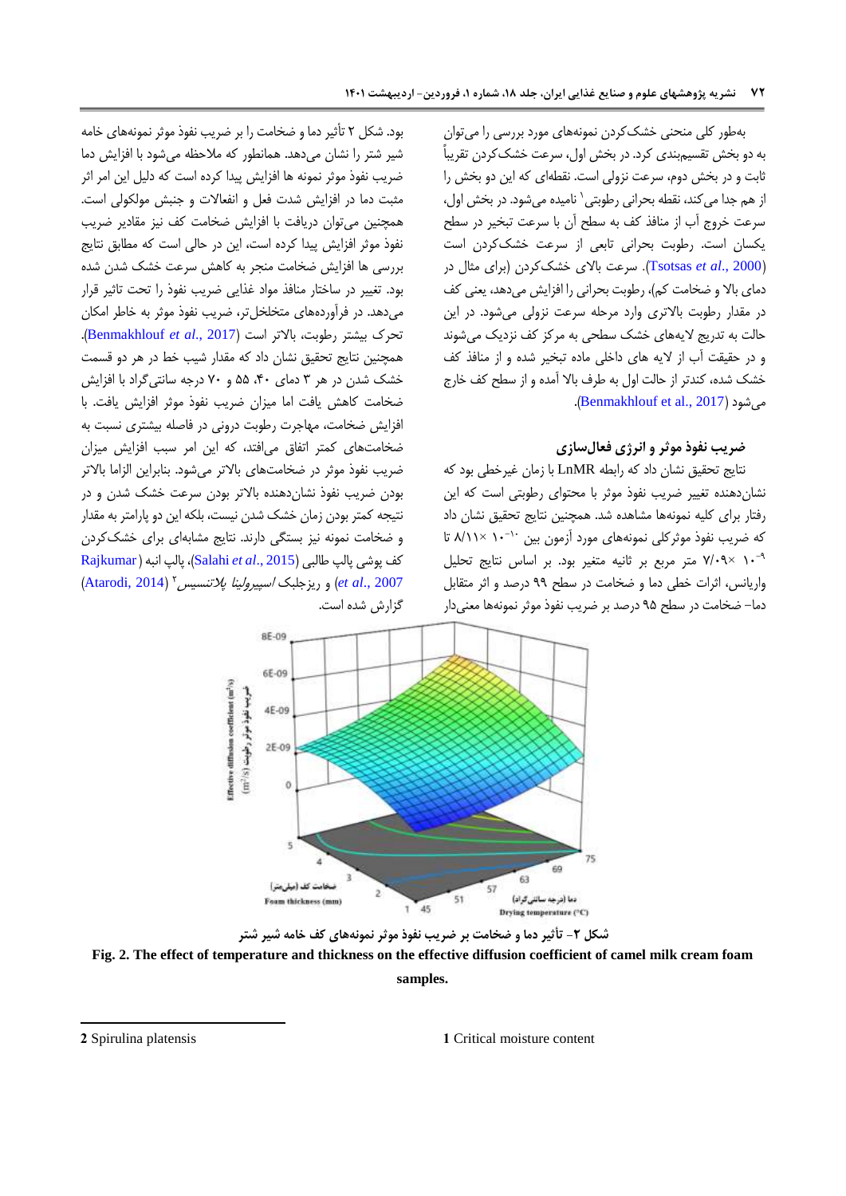به‌طور کلی منحنی خشک‌کردن نمونه‌های مورد بررسی را می‌توان به دو بخش تقسیم‌بندی کرد. در بخش اول، سرعت خشک‌کردن تقریباً ثابت و در بخش دوم، سرعت نزولی است. نقطه‌ای که این دو بخش را از هم جدا می‌کند، نقطه بحرانی رطوبتی[1] نامیده می‌شود. در بخش اول، سرعت خروج آب از منافذ کف به سطح آن با سرعت تبخیر در سطح یکسان است. رطوبت بحرانی تابعی از سرعت خشک‌کردن است (Tsotsas *et al*., 2000). سرعت بالای خشک‌کردن (برای مثال در دمای بالا و ضخامت کم)، رطوبت بحرانی را افزایش می‌دهد، یعنی کف در مقدار رطوبت بالاتری وارد مرحله سرعت نزولی می‌شود. در این حالت به تدریج لایه‌های خشک سطحی به مرکز کف نزدیک می‌شوند و در حقیقت آب از لایه های داخلی ماده تبخیر شده و از منافذ کف خشک شده، کندتر از حالت اول به طرف بالا آمده و از سطح کف خارج می‌شود (Benmakhlouf et al., 2017).

## ضریب نفوذ موثر و انرژی فعال‌سازی

نتایج تحقیق نشان داد که رابطه LnMR با زمان غیرخطی بود که نشان‌دهنده تغییر ضریب نفوذ موثر با محتوای رطوبتی است که این رفتار برای کلیه نمونه‌ها مشاهده شد. همچنین نتایج تحقیق نشان داد که ضریب نفوذ موثرکلی نمونه‌های مورد آزمون بین $۸/۱۱ \times ۱۰^{-۱۰}$ تا $۷/۰۹ \times ۱۰^{-۹}$ متر مربع بر ثانیه متغیر بود. بر اساس نتایج تحلیل واریانس، اثرات خطی دما و ضخامت در سطح ۹۹ درصد و اثر متقابل دما- ضخامت در سطح ۹۵ درصد بر ضریب نفوذ موثر نمونه‌ها معنی‌دار بود. شکل ۲ تأثیر دما و ضخامت را بر ضریب نفوذ موثر نمونه‌های خامه شیر شتر را نشان می‌دهد. همانطور که ملاحظه می‌شود با افزایش دما ضریب نفوذ موثر نمونه ها افزایش پیدا کرده است که دلیل این امر اثر مثبت دما در افزایش شدت فعل و انفعالات و جنبش مولکولی است. همچنین می‌توان دریافت با افزایش ضخامت کف نیز مقادیر ضریب نفوذ موثر افزایش پیدا کرده است، این در حالی است که مطابق نتایج بررسی ها افزایش ضخامت منجر به کاهش سرعت خشک شدن شده بود. تغییر در ساختار منافذ مواد غذایی ضریب نفوذ را تحت تاثیر قرار می‌دهد. در فرآورده‌های متخلخل‌تر، ضریب نفوذ موثر به خاطر امکان تحرک بیشتر رطوبت، بالاتر است (Benmakhlouf *et al*., 2017). همچنین نتایج تحقیق نشان داد که مقدار شیب خط در هر دو قسمت خشک شدن در هر ۳ دمای ۴۰، ۵۵ و ۷۰ درجه سانتی‌گراد با افزایش ضخامت کاهش یافت اما میزان ضریب نفوذ موثر افزایش یافت. با افزایش ضخامت، مهاجرت رطوبت درونی در فاصله بیشتری نسبت به ضخامت‌های کمتر اتفاق می‌افتد، که این امر سبب افزایش میزان ضریب نفوذ موثر در ضخامت‌های بالاتر می‌شود. بنابراین الزاما بالاتر بودن ضریب نفوذ نشان‌دهنده بالاتر بودن سرعت خشک شدن و در نتیجه کمتر بودن زمان خشک شدن نیست، بلکه این دو پارامتر به مقدار و ضخامت نمونه نیز بستگی دارند. نتایج مشابه‌ای برای خشک‌کردن کف پوشی پالپ طالبی (Salahi *et al*., 2015)، پالپ انبه (Rajkumar *et al*., 2007) و ریزجلبک *اسپیرولینا پلاتنسیس*[2] (Atarodi, 2014) گزارش شده است.

شکل ۲- تأثیر دما و ضخامت بر ضریب نفوذ موثر نمونه‌های کف خامه شیر شتر

**Fig. 2. The effect of temperature and thickness on the effective diffusion coefficient of camel milk cream foam samples.**

---

1 Critical moisture content

2 Spirulina platensis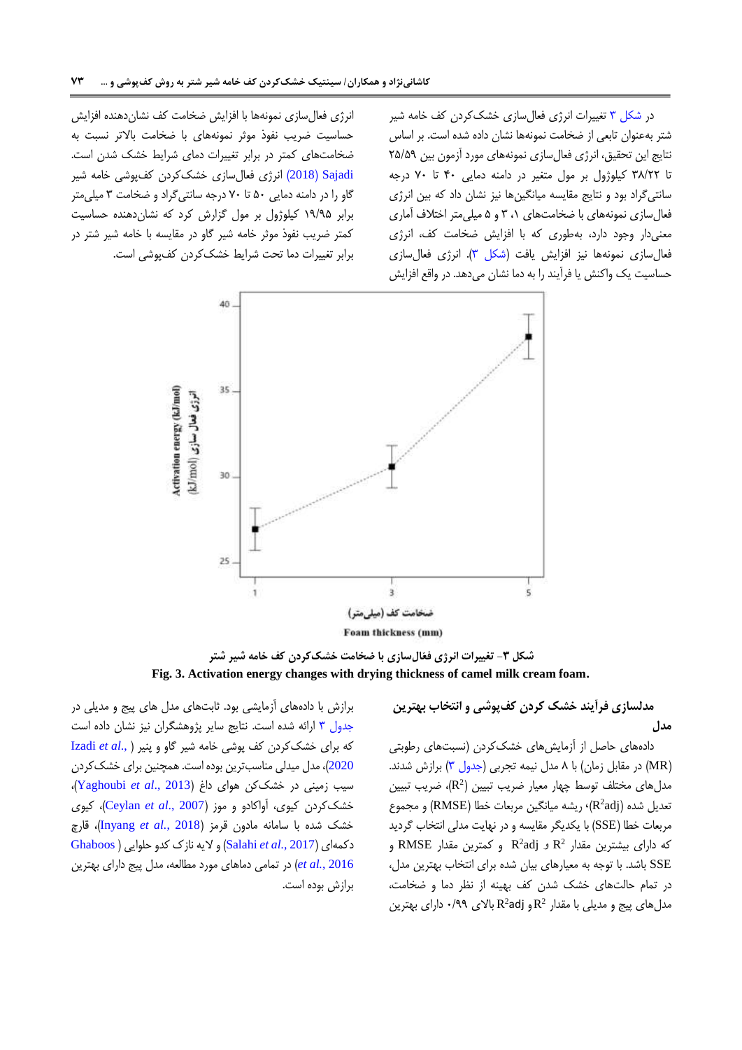در شکل ۳ تغییرات انرژی فعال‌سازی خشک‌کردن کف خامه شیر شتر به‌عنوان تابعی از ضخامت نمونه‌ها نشان داده شده است. بر اساس نتایج این تحقیق، انرژی فعال‌سازی نمونه‌های مورد آزمون بین ۲۵/۵۹ تا ۳۸/۲۲ کیلوژول بر مول متغیر در دامنه دمایی ۴۰ تا ۷۰ درجه سانتی‌گراد بود و نتایج مقایسه میانگین‌ها نیز نشان داد که بین انرژی فعال‌سازی نمونه‌ها با ضخامت‌های ۱، ۳ و ۵ میلی‌متر اختلاف آماری معنی‌دار وجود دارد، به‌طوری که با افزایش ضخامت کف، انرژی فعال‌سازی نمونه‌ها نیز افزایش یافت (شکل ۳). انرژی فعال‌سازی حساسیت یک واکنش یا فرآیند را به دما نشان می‌دهد. در واقع افزایش انرژی فعال‌سازی نمونه‌ها با افزایش ضخامت کف نشان‌دهنده افزایش حساسیت ضریب نفوذ موثر نمونه‌های با ضخامت بالاتر نسبت به ضخامت‌های کمتر در برابر تغییرات دمای شرایط خشک شدن است. Sajadi (2018) انرژی فعال‌سازی خشک‌کردن کف‌پوشی خامه شیر گاو را در دامنه دمایی ۵۰ تا ۷۰ درجه سانتی‌گراد و ضخامت ۳ میلی‌متر برابر ۱۹/۹۵ کیلوژول بر مول گزارش کرد که نشان‌دهنده حساسیت کمتر ضریب نفوذ موثر خامه شیر گاو در مقایسه با خامه شیر شتر در برابر تغییرات دما تحت شرایط خشک‌کردن کف‌پوشی است.

شکل ۳- تغییرات انرژی فعال‌سازی با ضخامت خشک‌کردن کف خامه شیر شتر

**Fig. 3. Activation energy changes with drying thickness of camel milk cream foam.**

## مدلسازی فرآیند خشک کردن کف‌پوشی و انتخاب بهترین مدل

داده‌های حاصل از آزمایش‌های خشک‌کردن (نسبت‌های رطوبتی (MR) در مقابل زمان) با ۸ مدل نیمه تجربی (جدول ۳) برازش شدند. مدل‌های مختلف توسط چهار معیار ضریب تبیین ($R^2$)، ضریب تبیین تعدیل شده ($R^2adj$)، ریشه میانگین مربعات خطا (RMSE) و مجموع مربعات خطا (SSE) با یکدیگر مقایسه و در نهایت مدلی انتخاب گردید که دارای بیشترین مقدار $R^2$ و $R^2adj$ و کمترین مقدار RMSE و SSE باشد. با توجه به معیارهای بیان شده برای انتخاب بهترین مدل، در تمام حالت‌های خشک شدن کف بهینه از نظر دما و ضخامت، مدل‌های پیج و مدیلی با مقدار $R^2$ و $R^2adj$ بالای ۰/۹۹ دارای بهترین برازش با داده‌های آزمایشی بود. ثابت‌های مدل های پیج و مدیلی در جدول ۳ ارائه شده است. نتایج سایر پژوهشگران نیز نشان داده است که برای خشک‌کردن کف پوشی خامه شیر گاو و پنیر (Izadi *et al.*, 2020)، مدل میدلی مناسب‌ترین بوده است. همچنین برای خشک‌کردن سیب زمینی در خشک‌کن هوای داغ (Yaghoubi *et al.*, 2013)، خشک‌کردن کیوی، آواکادو و موز (Ceylan *et al.*, 2007)، کیوی خشک شده با سامانه مادون قرمز (Inyang *et al.*, 2018)، قارچ دکمه‌ای (Salahi *et al.*, 2017) و لایه نازک کدو حلوایی (Ghaboos *et al.*, 2016) در تمامی دماهای مورد مطالعه، مدل پیج دارای بهترین برازش بوده است.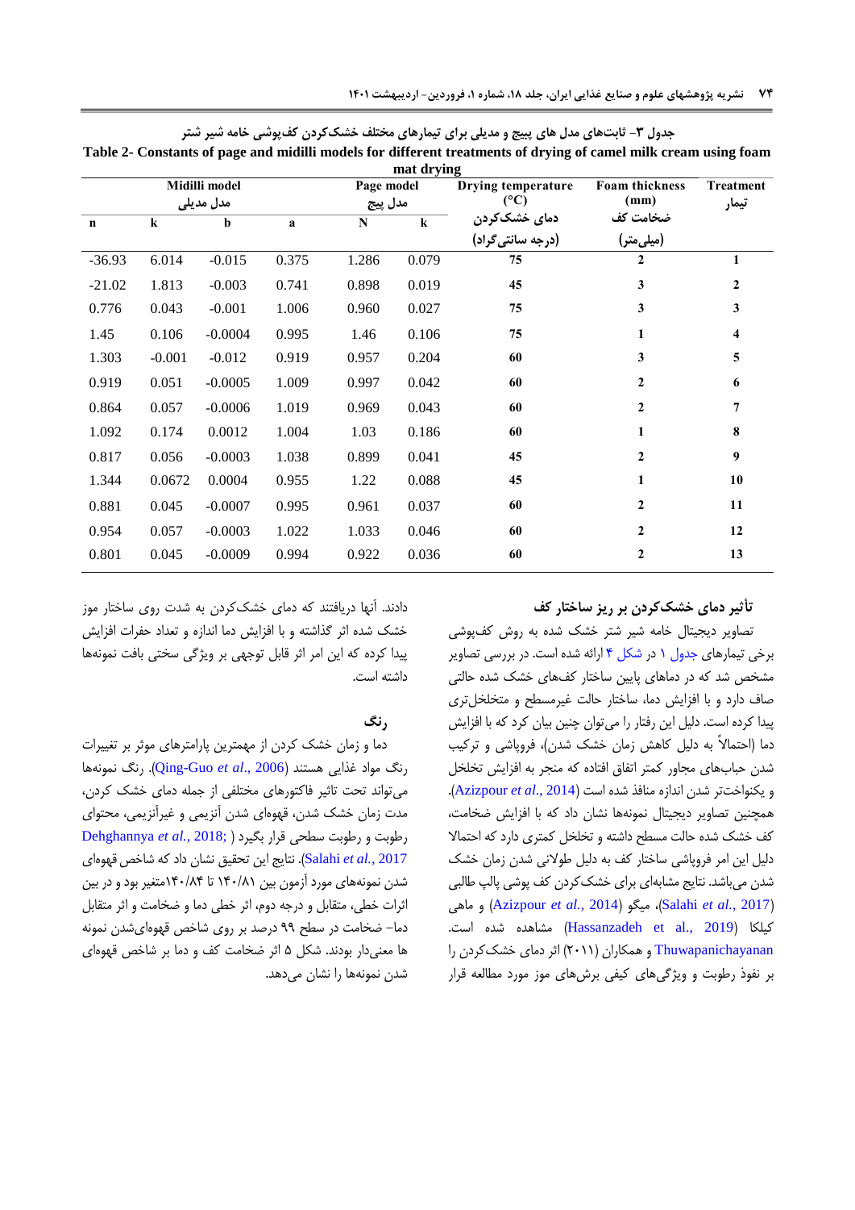جدول ۳- ثابت‌های مدل های پیج و مدیلی برای تیمارهای مختلف خشک‌کردن کف‌پوشی خامه شیر شتر

Table 2- Constants of page and midilli models for different treatments of drying of camel milk cream using foam mat drying

| Midilli model مدل مدیلی | | | | Page model مدل پیج | | Drying temperature (°C) دمای خشک‌کردن (درجه سانتی‌گراد) | Foam thickness (mm) ضخامت کف (میلی‌متر) | Treatment تیمار |
|---|---|---|---|---|---|---|---|---|
| n | k | b | a | N | k | | | |
| -36.93 | 6.014 | -0.015 | 0.375 | 1.286 | 0.079 | 75 | 2 | 1 |
| -21.02 | 1.813 | -0.003 | 0.741 | 0.898 | 0.019 | 45 | 3 | 2 |
| 0.776 | 0.043 | -0.001 | 1.006 | 0.960 | 0.027 | 75 | 3 | 3 |
| 1.45 | 0.106 | -0.0004 | 0.995 | 1.46 | 0.106 | 75 | 1 | 4 |
| 1.303 | -0.001 | -0.012 | 0.919 | 0.957 | 0.204 | 60 | 3 | 5 |
| 0.919 | 0.051 | -0.0005 | 1.009 | 0.997 | 0.042 | 60 | 2 | 6 |
| 0.864 | 0.057 | -0.0006 | 1.019 | 0.969 | 0.043 | 60 | 2 | 7 |
| 1.092 | 0.174 | 0.0012 | 1.004 | 1.03 | 0.186 | 60 | 1 | 8 |
| 0.817 | 0.056 | -0.0003 | 1.038 | 0.899 | 0.041 | 45 | 2 | 9 |
| 1.344 | 0.0672 | 0.0004 | 0.955 | 1.22 | 0.088 | 45 | 1 | 10 |
| 0.881 | 0.045 | -0.0007 | 0.995 | 0.961 | 0.037 | 60 | 2 | 11 |
| 0.954 | 0.057 | -0.0003 | 1.022 | 1.033 | 0.046 | 60 | 2 | 12 |
| 0.801 | 0.045 | -0.0009 | 0.994 | 0.922 | 0.036 | 60 | 2 | 13 |

### تأثیر دمای خشک‌کردن بر ریز ساختار کف

تصاویر دیجیتال خامه شیر شتر خشک شده به روش کف‌پوشی برخی تیمارهای جدول ۱ در شکل ۴ ارائه شده است. در بررسی تصاویر مشخص شد که در دماهای پایین ساختار کف‌های خشک شده حالتی صاف دارد و با افزایش دما، ساختار حالت غیرمسطح و متخلخل‌تری پیدا کرده است. دلیل این رفتار را می‌توان چنین بیان کرد که با افزایش دما (احتمالاً به دلیل کاهش زمان خشک شدن)، فروپاشی و ترکیب شدن حباب‌های مجاور کمتر اتفاق افتاده که منجر به افزایش تخلخل و یکنواخت‌تر شدن اندازه منافذ شده است (Azizpour *et al.*, 2014). همچنین تصاویر دیجیتال نمونه‌ها نشان داد که با افزایش ضخامت، کف خشک شده حالت مسطح داشته و تخلخل کمتری دارد که احتمالا دلیل این امر فروپاشی ساختار کف به دلیل طولانی شدن زمان خشک شدن می‌باشد. نتایج مشابه‌ای برای خشک‌کردن کف پوشی پالپ طالبی (Salahi *et al.*, 2017)، میگو (Azizpour *et al.*, 2014) و ماهی کیلکا (Hassanzadeh et al., 2019) مشاهده شده است. Thuwapanichayanan و همکاران (۲۰۱۱) اثر دمای خشک‌کردن را بر نفوذ رطوبت و ویژگی‌های کیفی برش‌های موز مورد مطالعه قرار دادند. آنها دریافتند که دمای خشک‌کردن به شدت روی ساختار موز خشک شده اثر گذاشته و با افزایش دما اندازه و تعداد حفرات افزایش پیدا کرده که این امر اثر قابل توجهی بر ویژگی سختی بافت نمونه‌ها داشته است.

### رنگ

دما و زمان خشک کردن از مهمترین پارامترهای موثر بر تغییرات رنگ مواد غذایی هستند (Qing-Guo *et al.*, 2006). رنگ نمونه‌ها می‌تواند تحت تاثیر فاکتورهای مختلفی از جمله دمای خشک کردن، مدت زمان خشک شدن، قهوه‌ای شدن آنزیمی و غیرآنزیمی، محتوای رطوبت و رطوبت سطحی قرار بگیرد ( Dehghannya *et al.*, 2018; Salahi *et al.*, 2017). نتایج این تحقیق نشان داد که شاخص قهوه‌ای شدن نمونه‌های مورد آزمون بین ۱۴۰/۸۱ تا ۱۴۰/۸۴متغیر بود و در بین اثرات خطی، متقابل و درجه دوم، اثر خطی دما و ضخامت و اثر متقابل دما- ضخامت در سطح ۹۹ درصد بر روی شاخص قهوه‌ای‌شدن نمونه ها معنی‌دار بودند. شکل ۵ اثر ضخامت کف و دما بر شاخص قهوه‌ای شدن نمونه‌ها را نشان می‌دهد.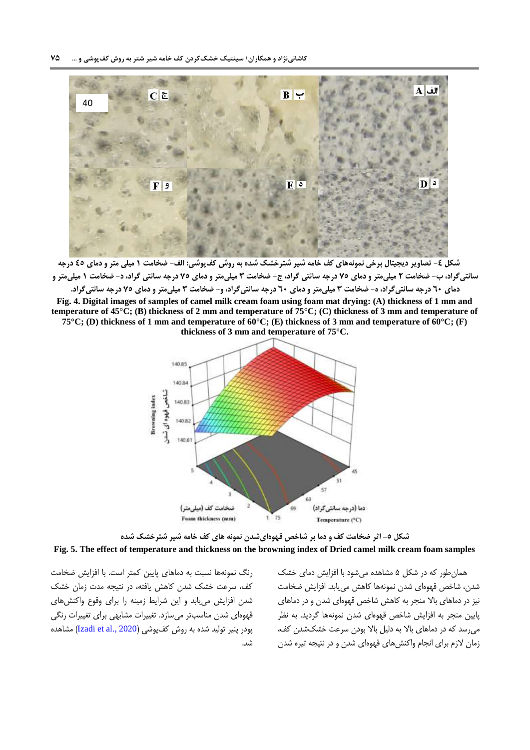شکل ٤- تصاویر دیجیتال برخی نمونه‌های کف خامه شیر شترخشک شده به روش کف‌پوشی: الف- ضخامت ۱ میلی متر و دمای ٤٥ درجه سانتی‌گراد، ب- ضخامت ۲ میلی‌متر و دمای ۷۵ درجه سانتی گراد، ج- ضخامت ۳ میلی‌متر و دمای ۷۵ درجه سانتی گراد، د- ضخامت ۱ میلی‌متر و دمای ٦٠ درجه سانتی‌گراد، ه- ضخامت ۳ میلی‌متر و دمای ٦٠ درجه سانتی‌گراد، و- ضخامت ۳ میلی‌متر و دمای ۷۵ درجه سانتی‌گراد.

**Fig. 4. Digital images of samples of camel milk cream foam using foam mat drying: (A) thickness of 1 mm and temperature of 45°C; (B) thickness of 2 mm and temperature of 75°C; (C) thickness of 3 mm and temperature of 75°C; (D) thickness of 1 mm and temperature of 60°C; (E) thickness of 3 mm and temperature of 60°C; (F) thickness of 3 mm and temperature of 75°C.**

شکل ٥- اثر ضخامت کف و دما بر شاخص قهوه‌ای‌شدن نمونه های کف خامه شیر شترخشک شده

**Fig. 5. The effect of temperature and thickness on the browning index of Dried camel milk cream foam samples**

همان‌طور که در شکل ۵ مشاهده می‌شود با افزایش دمای خشک شدن، شاخص قهوه‌ای شدن نمونه‌ها کاهش می‌یابد. افزایش ضخامت نیز در دماهای بالا منجر به کاهش شاخص قهوه‌ای شدن و در دماهای پایین منجر به افزایش شاخص قهوه‌ای شدن نمونه‌ها گردید. به نظر می‌رسد که در دماهای بالا به دلیل بالا بودن سرعت خشک‌شدن کف، زمان لازم برای انجام واکنش‌های قهوه‌ای شدن و در نتیجه تیره شدن رنگ نمونه‌ها نسبت به دماهای پایین کمتر است. با افزایش ضخامت کف، سرعت خشک شدن کاهش یافته، در نتیجه مدت زمان خشک شدن افزایش می‌یابد و این شرایط زمینه را برای وقوع واکنش‌های قهوه‌ای شدن مناسب‌تر می‌سازد. تغییرات مشابهی برای تغییرات رنگی پودر پنیر تولید شده به روش کف‌پوشی (Izadi et al., 2020) مشاهده شد.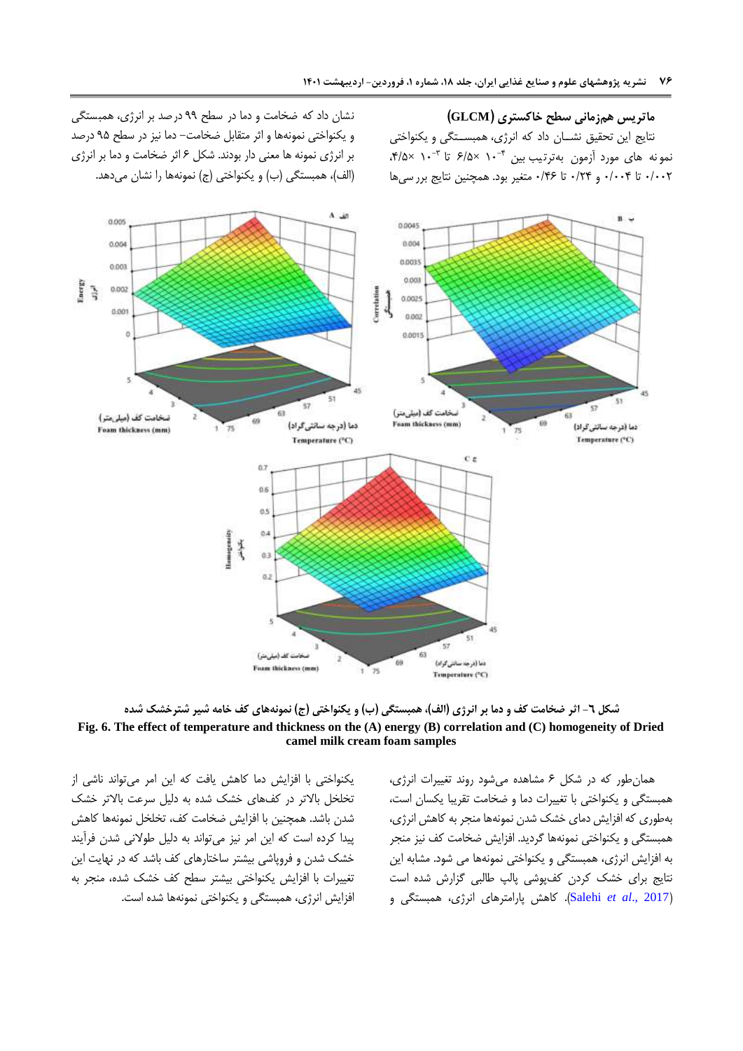### ماتریس هم‌زمانی سطح خاکستری (GLCM)

نتایج این تحقیق نشـان داد که انرژی، همبسـتگی و یکنواختی نمونه های مورد آزمون به‌ترتیب بین $۶/۵ \times ۱۰^{-۴}$ تا $۴/۵ \times ۱۰^{-۳}$، ۰/۰۰۲ تا ۰/۰۰۴ و ۰/۲۴ تا ۰/۴۶ متغیر بود. همچنین نتایج بررسی‌ها نشان داد که ضخامت و دما در سطح ۹۹ درصد بر انرژی، همبستگی و یکنواختی نمونه‌ها و اثر متقابل ضخامت- دما نیز در سطح ۹۵ درصد بر انرژی نمونه ها معنی دار بودند. شکل ۶ اثر ضخامت و دما بر انرژی (الف)، همبستگی (ب) و یکنواختی (ج) نمونه‌ها را نشان می‌دهد.

**شکل ٦- اثر ضخامت کف و دما بر انرژی (الف)، همبستگی (ب) و یکنواختی (ج) نمونه‌های کف خامه شیر شترخشک شده**

**Fig. 6. The effect of temperature and thickness on the (A) energy (B) correlation and (C) homogeneity of Dried camel milk cream foam samples**

همان‌طور که در شکل ۶ مشاهده می‌شود روند تغییرات انرژی، همبستگی و یکنواختی با تغییرات دما و ضخامت تقریبا یکسان است، به‌طوری که افزایش دمای خشک شدن نمونه‌ها منجر به کاهش انرژی، همبستگی و یکنواختی نمونه‌ها گردید. افزایش ضخامت کف نیز منجر به افزایش انرژی، همبستگی و یکنواختی نمونه‌ها می شود. مشابه این نتایج برای خشک کردن کف‌پوشی پالپ طالبی گزارش شده است (Salehi *et al*., 2017). کاهش پارامترهای انرژی، همبستگی و یکنواختی با افزایش دما کاهش یافت که این امر می‌تواند ناشی از تخلخل بالاتر در کف‌های خشک شده به دلیل سرعت بالاتر خشک شدن باشد. همچنین با افزایش ضخامت کف، تخلخل نمونه‌ها کاهش پیدا کرده است که این امر نیز می‌تواند به دلیل طولانی شدن فرآیند خشک شدن و فروپاشی بیشتر ساختارهای کف باشد که در نهایت این تغییرات با افزایش یکنواختی بیشتر سطح کف خشک شده، منجر به افزایش انرژی، همبستگی و یکنواختی نمونه‌ها شده است.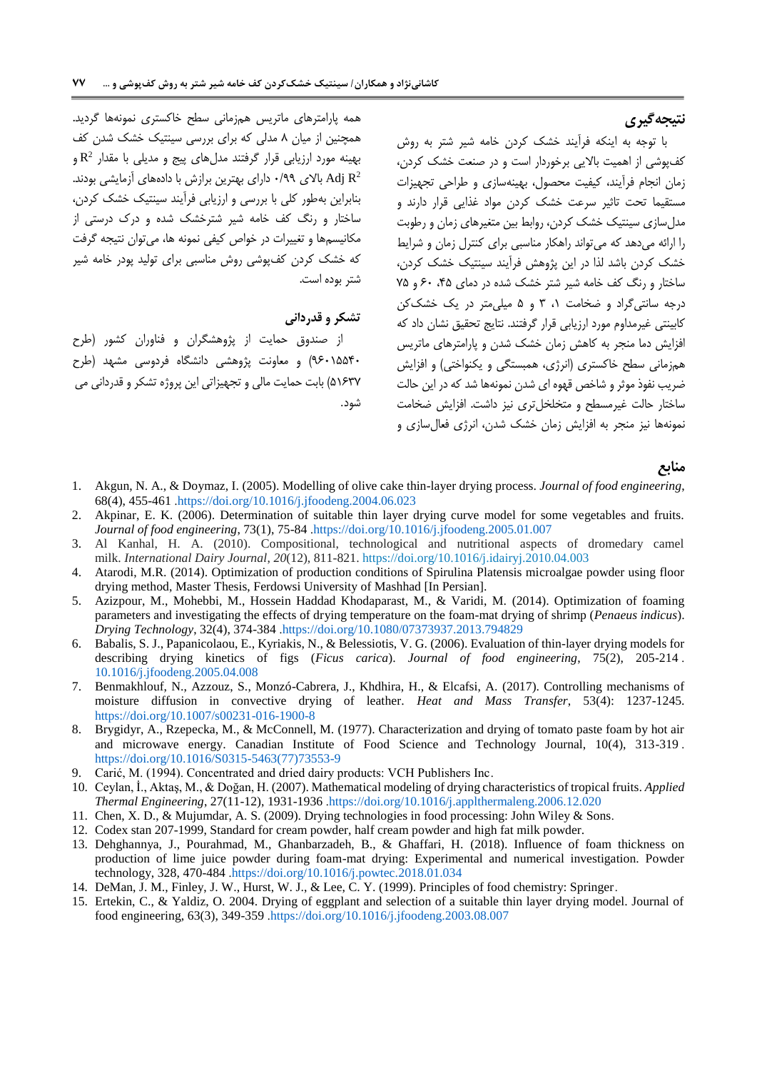## نتیجه‌گیری

با توجه به اینکه فرآیند خشک کردن خامه شیر شتر به روش کف‌پوشی از اهمیت بالایی برخوردار است و در صنعت خشک کردن، زمان انجام فرآیند، کیفیت محصول، بهینه‌سازی و طراحی تجهیزات مستقیما تحت تاثیر سرعت خشک کردن مواد غذایی قرار دارند و مدل‌سازی سینتیک خشک کردن، روابط بین متغیرهای زمان و رطوبت را ارائه می‌دهد که می‌تواند راهکار مناسبی برای کنترل زمان و شرایط خشک کردن باشد لذا در این پژوهش فرآیند سینتیک خشک کردن، ساختار و رنگ کف خامه شیر شتر خشک شده در دمای ۴۵، ۶۰ و ۷۵ درجه سانتی‌گراد و ضخامت ۱، ۳ و ۵ میلی‌متر در یک خشک‌کن کابینتی غیرمداوم مورد ارزیابی قرار گرفتند. نتایج تحقیق نشان داد که افزایش دما منجر به کاهش زمان خشک شدن و پارامترهای ماتریس هم‌زمانی سطح خاکستری (انرژی، همبستگی و یکنواختی) و افزایش ضریب نفوذ موثر و شاخص قهوه ای شدن نمونه‌ها شد که در این حالت ساختار حالت غیرمسطح و متخلخل‌تری نیز داشت. افزایش ضخامت نمونه‌ها نیز منجر به افزایش زمان خشک شدن، انرژی فعال‌سازی و همه پارامترهای ماتریس هم‌زمانی سطح خاکستری نمونه‌ها گردید. همچنین از میان ۸ مدلی که برای بررسی سینتیک خشک شدن کف بهینه مورد ارزیابی قرار گرفتند مدل‌های پیج و مدیلی با مقدار $R^2$ و Adj $R^2$ بالای ۰/۹۹ دارای بهترین برازش با داده‌های آزمایشی بودند. بنابراین به‌طور کلی با بررسی و ارزیابی فرآیند سینتیک خشک کردن، ساختار و رنگ کف خامه شیر شترخشک شده و درک درستی از مکانیسم‌ها و تغییرات در خواص کیفی نمونه ها، می‌توان نتیجه گرفت که خشک کردن کف‌پوشی روش مناسبی برای تولید پودر خامه شیر شتر بوده است.

## تشکر و قدردانی

از صندوق حمایت از پژوهشگران و فناوران کشور (طرح ۹۶۰۱۵۵۴۰) و معاونت پژوهشی دانشگاه فردوسی مشهد (طرح ۵۱۶۳۷) بابت حمایت مالی و تجهیزاتی این پروژه تشکر و قدردانی می شود.

## منابع

1. Akgun, N. A., & Doymaz, I. (2005). Modelling of olive cake thin-layer drying process. *Journal of food engineering*, 68(4), 455-461 .https://doi.org/10.1016/j.jfoodeng.2004.06.023
2. Akpinar, E. K. (2006). Determination of suitable thin layer drying curve model for some vegetables and fruits. *Journal of food engineering*, 73(1), 75-84 .https://doi.org/10.1016/j.jfoodeng.2005.01.007
3. Al Kanhal, H. A. (2010). Compositional, technological and nutritional aspects of dromedary camel milk. *International Dairy Journal*, *20*(12), 811-821. https://doi.org/10.1016/j.idairyj.2010.04.003
4. Atarodi, M.R. (2014). Optimization of production conditions of Spirulina Platensis microalgae powder using floor drying method, Master Thesis, Ferdowsi University of Mashhad [In Persian].
5. Azizpour, M., Mohebbi, M., Hossein Haddad Khodaparast, M., & Varidi, M. (2014). Optimization of foaming parameters and investigating the effects of drying temperature on the foam-mat drying of shrimp (*Penaeus indicus*). *Drying Technology*, 32(4), 374-384 .https://doi.org/10.1080/07373937.2013.794829
6. Babalis, S. J., Papanicolaou, E., Kyriakis, N., & Belessiotis, V. G. (2006). Evaluation of thin-layer drying models for describing drying kinetics of figs (*Ficus carica*). *Journal of food engineering*, 75(2), 205-214 . 10.1016/j.jfoodeng.2005.04.008
7. Benmakhlouf, N., Azzouz, S., Monzó-Cabrera, J., Khdhira, H., & Elcafsi, A. (2017). Controlling mechanisms of moisture diffusion in convective drying of leather. *Heat and Mass Transfer*, 53(4): 1237-1245. https://doi.org/10.1007/s00231-016-1900-8
8. Brygidyr, A., Rzepecka, M., & McConnell, M. (1977). Characterization and drying of tomato paste foam by hot air and microwave energy. Canadian Institute of Food Science and Technology Journal, 10(4), 313-319 . https://doi.org/10.1016/S0315-5463(77)73553-9
9. Carić, M. (1994). Concentrated and dried dairy products: VCH Publishers Inc.
10. Ceylan, İ., Aktaş, M., & Doğan, H. (2007). Mathematical modeling of drying characteristics of tropical fruits. *Applied Thermal Engineering*, 27(11-12), 1931-1936 .https://doi.org/10.1016/j.applthermaleng.2006.12.020
11. Chen, X. D., & Mujumdar, A. S. (2009). Drying technologies in food processing: John Wiley & Sons.
12. Codex stan 207-1999, Standard for cream powder, half cream powder and high fat milk powder.
13. Dehghannya, J., Pourahmad, M., Ghanbarzadeh, B., & Ghaffari, H. (2018). Influence of foam thickness on production of lime juice powder during foam-mat drying: Experimental and numerical investigation. Powder technology, 328, 470-484 .https://doi.org/10.1016/j.powtec.2018.01.034
14. DeMan, J. M., Finley, J. W., Hurst, W. J., & Lee, C. Y. (1999). Principles of food chemistry: Springer.
15. Ertekin, C., & Yaldiz, O. 2004. Drying of eggplant and selection of a suitable thin layer drying model. Journal of food engineering, 63(3), 349-359 .https://doi.org/10.1016/j.jfoodeng.2003.08.007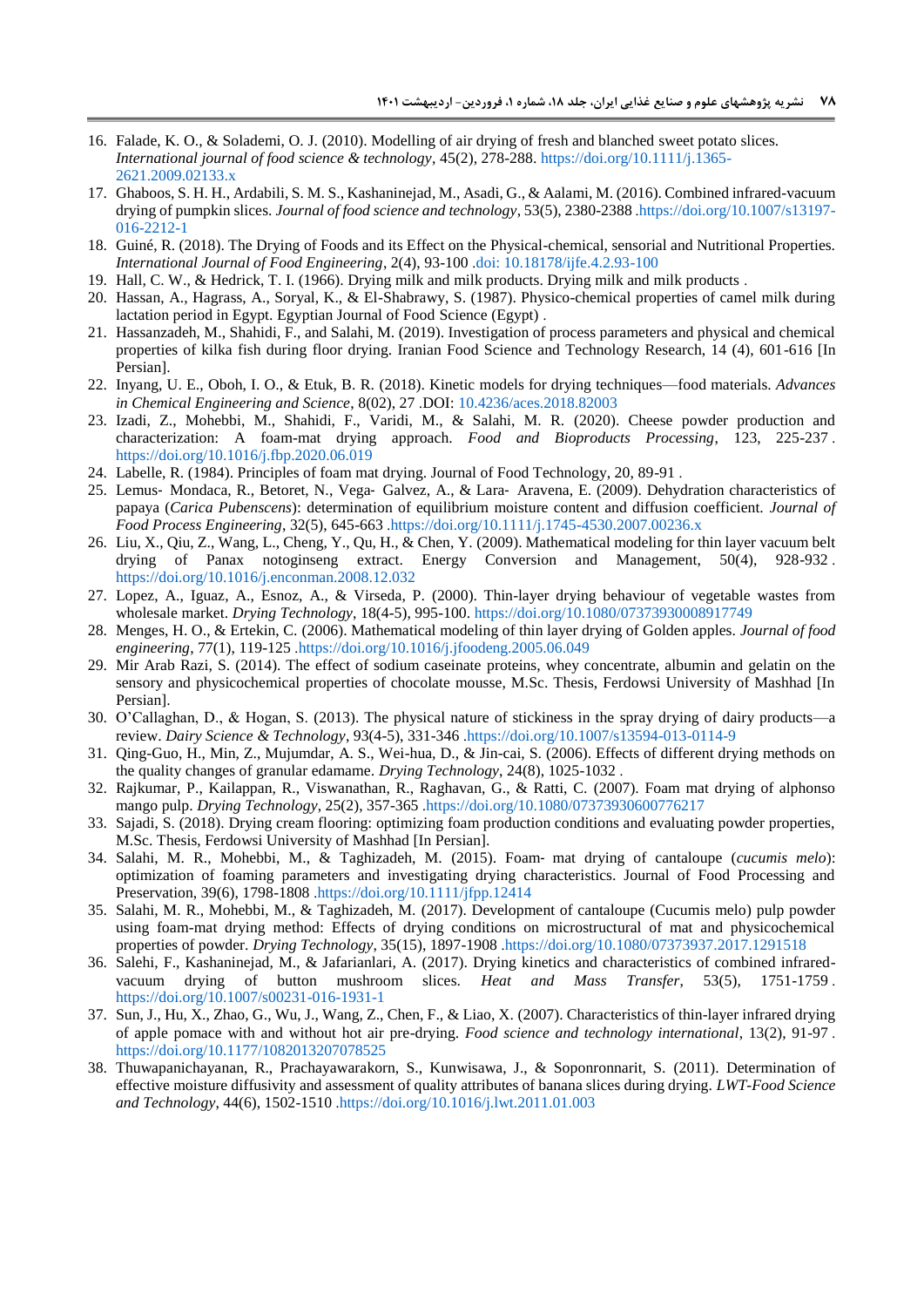16. Falade, K. O., & Solademi, O. J. (2010). Modelling of air drying of fresh and blanched sweet potato slices. *International journal of food science & technology*, 45(2), 278-288. https://doi.org/10.1111/j.1365-2621.2009.02133.x
17. Ghaboos, S. H. H., Ardabili, S. M. S., Kashaninejad, M., Asadi, G., & Aalami, M. (2016). Combined infrared-vacuum drying of pumpkin slices. *Journal of food science and technology*, 53(5), 2380-2388 .https://doi.org/10.1007/s13197-016-2212-1
18. Guiné, R. (2018). The Drying of Foods and its Effect on the Physical-chemical, sensorial and Nutritional Properties. *International Journal of Food Engineering*, 2(4), 93-100 .doi: 10.18178/ijfe.4.2.93-100
19. Hall, C. W., & Hedrick, T. I. (1966). Drying milk and milk products. Drying milk and milk products .
20. Hassan, A., Hagrass, A., Soryal, K., & El-Shabrawy, S. (1987). Physico-chemical properties of camel milk during lactation period in Egypt. Egyptian Journal of Food Science (Egypt) .
21. Hassanzadeh, M., Shahidi, F., and Salahi, M. (2019). Investigation of process parameters and physical and chemical properties of kilka fish during floor drying. Iranian Food Science and Technology Research, 14 (4), 601-616 [In Persian].
22. Inyang, U. E., Oboh, I. O., & Etuk, B. R. (2018). Kinetic models for drying techniques—food materials. *Advances in Chemical Engineering and Science*, 8(02), 27 .DOI: 10.4236/aces.2018.82003
23. Izadi, Z., Mohebbi, M., Shahidi, F., Varidi, M., & Salahi, M. R. (2020). Cheese powder production and characterization: A foam-mat drying approach. *Food and Bioproducts Processing*, 123, 225-237 . https://doi.org/10.1016/j.fbp.2020.06.019
24. Labelle, R. (1984). Principles of foam mat drying. Journal of Food Technology, 20, 89-91 .
25. Lemus‐ Mondaca, R., Betoret, N., Vega‐ Galvez, A., & Lara‐ Aravena, E. (2009). Dehydration characteristics of papaya (*Carica Pubenscens*): determination of equilibrium moisture content and diffusion coefficient. *Journal of Food Process Engineering*, 32(5), 645-663 .https://doi.org/10.1111/j.1745-4530.2007.00236.x
26. Liu, X., Qiu, Z., Wang, L., Cheng, Y., Qu, H., & Chen, Y. (2009). Mathematical modeling for thin layer vacuum belt drying of Panax notoginseng extract. Energy Conversion and Management, 50(4), 928-932 . https://doi.org/10.1016/j.enconman.2008.12.032
27. Lopez, A., Iguaz, A., Esnoz, A., & Virseda, P. (2000). Thin-layer drying behaviour of vegetable wastes from wholesale market. *Drying Technology*, 18(4-5), 995-100. https://doi.org/10.1080/07373930008917749
28. Menges, H. O., & Ertekin, C. (2006). Mathematical modeling of thin layer drying of Golden apples. *Journal of food engineering*, 77(1), 119-125 .https://doi.org/10.1016/j.jfoodeng.2005.06.049
29. Mir Arab Razi, S. (2014). The effect of sodium caseinate proteins, whey concentrate, albumin and gelatin on the sensory and physicochemical properties of chocolate mousse, M.Sc. Thesis, Ferdowsi University of Mashhad [In Persian].
30. O'Callaghan, D., & Hogan, S. (2013). The physical nature of stickiness in the spray drying of dairy products—a review. *Dairy Science & Technology*, 93(4-5), 331-346 .https://doi.org/10.1007/s13594-013-0114-9
31. Qing-Guo, H., Min, Z., Mujumdar, A. S., Wei-hua, D., & Jin-cai, S. (2006). Effects of different drying methods on the quality changes of granular edamame. *Drying Technology*, 24(8), 1025-1032 .
32. Rajkumar, P., Kailappan, R., Viswanathan, R., Raghavan, G., & Ratti, C. (2007). Foam mat drying of alphonso mango pulp. *Drying Technology*, 25(2), 357-365 .https://doi.org/10.1080/07373930600776217
33. Sajadi, S. (2018). Drying cream flooring: optimizing foam production conditions and evaluating powder properties, M.Sc. Thesis, Ferdowsi University of Mashhad [In Persian].
34. Salahi, M. R., Mohebbi, M., & Taghizadeh, M. (2015). Foam‐ mat drying of cantaloupe (*cucumis melo*): optimization of foaming parameters and investigating drying characteristics. Journal of Food Processing and Preservation, 39(6), 1798-1808 .https://doi.org/10.1111/jfpp.12414
35. Salahi, M. R., Mohebbi, M., & Taghizadeh, M. (2017). Development of cantaloupe (Cucumis melo) pulp powder using foam-mat drying method: Effects of drying conditions on microstructural of mat and physicochemical properties of powder. *Drying Technology*, 35(15), 1897-1908 .https://doi.org/10.1080/07373937.2017.1291518
36. Salehi, F., Kashaninejad, M., & Jafarianlari, A. (2017). Drying kinetics and characteristics of combined infrared-vacuum drying of button mushroom slices. *Heat and Mass Transfer*, 53(5), 1751-1759 . https://doi.org/10.1007/s00231-016-1931-1
37. Sun, J., Hu, X., Zhao, G., Wu, J., Wang, Z., Chen, F., & Liao, X. (2007). Characteristics of thin-layer infrared drying of apple pomace with and without hot air pre-drying. *Food science and technology international*, 13(2), 91-97 . https://doi.org/10.1177/1082013207078525
38. Thuwapanichayanan, R., Prachayawarakorn, S., Kunwisawa, J., & Soponronnarit, S. (2011). Determination of effective moisture diffusivity and assessment of quality attributes of banana slices during drying. *LWT-Food Science and Technology*, 44(6), 1502-1510 .https://doi.org/10.1016/j.lwt.2011.01.003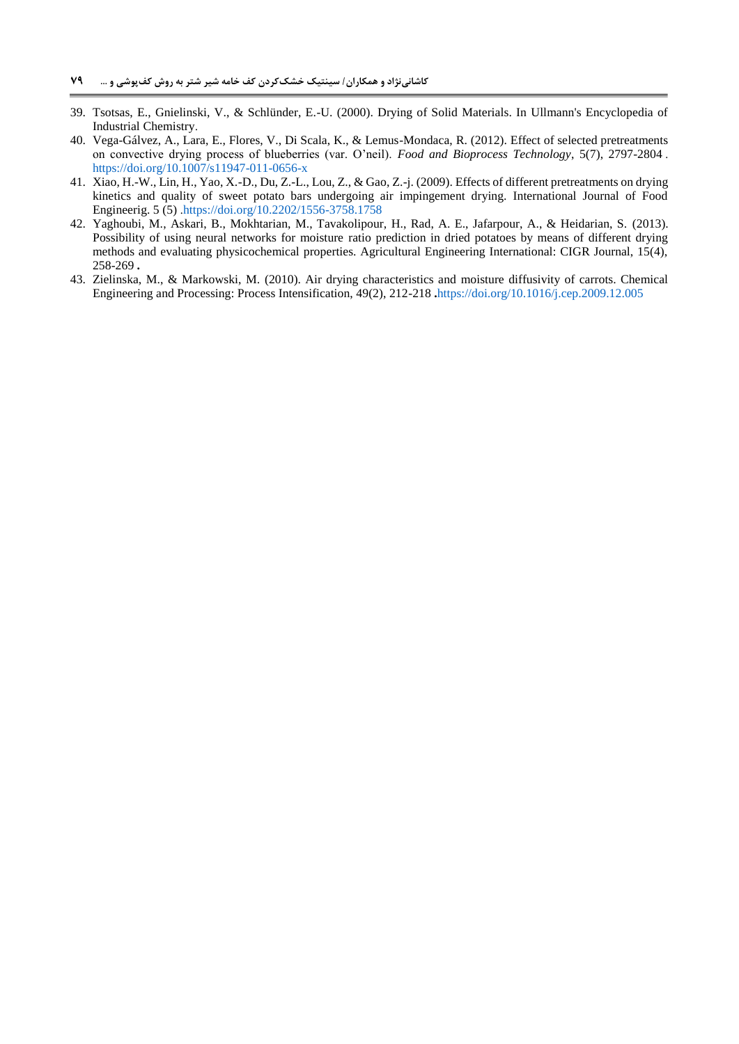39. Tsotsas, E., Gnielinski, V., & Schlünder, E.-U. (2000). Drying of Solid Materials. In Ullmann's Encyclopedia of Industrial Chemistry.
40. Vega-Gálvez, A., Lara, E., Flores, V., Di Scala, K., & Lemus-Mondaca, R. (2012). Effect of selected pretreatments on convective drying process of blueberries (var. O'neil). *Food and Bioprocess Technology*, 5(7), 2797-2804 . https://doi.org/10.1007/s11947-011-0656-x
41. Xiao, H.-W., Lin, H., Yao, X.-D., Du, Z.-L., Lou, Z., & Gao, Z.-j. (2009). Effects of different pretreatments on drying kinetics and quality of sweet potato bars undergoing air impingement drying. International Journal of Food Engineerig. 5 (5) .https://doi.org/10.2202/1556-3758.1758
42. Yaghoubi, M., Askari, B., Mokhtarian, M., Tavakolipour, H., Rad, A. E., Jafarpour, A., & Heidarian, S. (2013). Possibility of using neural networks for moisture ratio prediction in dried potatoes by means of different drying methods and evaluating physicochemical properties. Agricultural Engineering International: CIGR Journal, 15(4), 258-269 **.**
43. Zielinska, M., & Markowski, M. (2010). Air drying characteristics and moisture diffusivity of carrots. Chemical Engineering and Processing: Process Intensification, 49(2), 212-218 **.**https://doi.org/10.1016/j.cep.2009.12.005